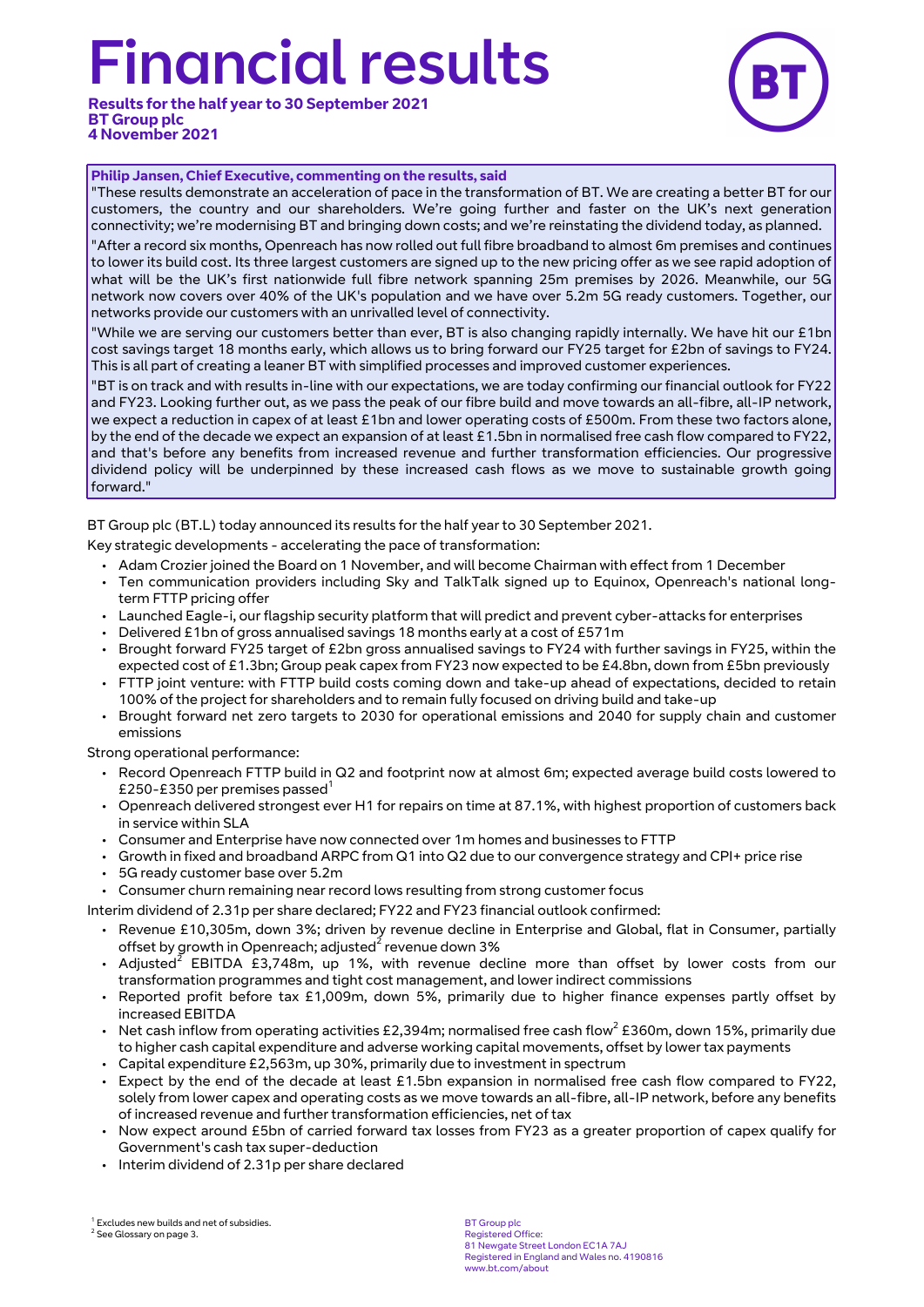# Financial results

**Results for the half year to 30 September 2021**
**BT Group plc**
**4 November 2021**

**Philip Jansen, Chief Executive, commenting on the results, said**

"These results demonstrate an acceleration of pace in the transformation of BT. We are creating a better BT for our customers, the country and our shareholders. We're going further and faster on the UK's next generation connectivity; we're modernising BT and bringing down costs; and we're reinstating the dividend today, as planned.

"After a record six months, Openreach has now rolled out full fibre broadband to almost 6m premises and continues to lower its build cost. Its three largest customers are signed up to the new pricing offer as we see rapid adoption of what will be the UK's first nationwide full fibre network spanning 25m premises by 2026. Meanwhile, our 5G network now covers over 40% of the UK's population and we have over 5.2m 5G ready customers. Together, our networks provide our customers with an unrivalled level of connectivity.

"While we are serving our customers better than ever, BT is also changing rapidly internally. We have hit our £1bn cost savings target 18 months early, which allows us to bring forward our FY25 target for £2bn of savings to FY24. This is all part of creating a leaner BT with simplified processes and improved customer experiences.

"BT is on track and with results in-line with our expectations, we are today confirming our financial outlook for FY22 and FY23. Looking further out, as we pass the peak of our fibre build and move towards an all-fibre, all-IP network, we expect a reduction in capex of at least £1bn and lower operating costs of £500m. From these two factors alone, by the end of the decade we expect an expansion of at least £1.5bn in normalised free cash flow compared to FY22, and that's before any benefits from increased revenue and further transformation efficiencies. Our progressive dividend policy will be underpinned by these increased cash flows as we move to sustainable growth going forward."

BT Group plc (BT.L) today announced its results for the half year to 30 September 2021.

Key strategic developments - accelerating the pace of transformation:

- Adam Crozier joined the Board on 1 November, and will become Chairman with effect from 1 December
- Ten communication providers including Sky and TalkTalk signed up to Equinox, Openreach's national long-term FTTP pricing offer
- Launched Eagle-i, our flagship security platform that will predict and prevent cyber-attacks for enterprises
- Delivered £1bn of gross annualised savings 18 months early at a cost of £571m
- Brought forward FY25 target of £2bn gross annualised savings to FY24 with further savings in FY25, within the expected cost of £1.3bn; Group peak capex from FY23 now expected to be £4.8bn, down from £5bn previously
- FTTP joint venture: with FTTP build costs coming down and take-up ahead of expectations, decided to retain 100% of the project for shareholders and to remain fully focused on driving build and take-up
- Brought forward net zero targets to 2030 for operational emissions and 2040 for supply chain and customer emissions

Strong operational performance:

- Record Openreach FTTP build in Q2 and footprint now at almost 6m; expected average build costs lowered to £250-£350 per premises passed[1]
- Openreach delivered strongest ever H1 for repairs on time at 87.1%, with highest proportion of customers back in service within SLA
- Consumer and Enterprise have now connected over 1m homes and businesses to FTTP
- Growth in fixed and broadband ARPC from Q1 into Q2 due to our convergence strategy and CPI+ price rise
- 5G ready customer base over 5.2m
- Consumer churn remaining near record lows resulting from strong customer focus

Interim dividend of 2.31p per share declared; FY22 and FY23 financial outlook confirmed:

- Revenue £10,305m, down 3%; driven by revenue decline in Enterprise and Global, flat in Consumer, partially offset by growth in Openreach; adjusted[2] revenue down 3%
- Adjusted[2] EBITDA £3,748m, up 1%, with revenue decline more than offset by lower costs from our transformation programmes and tight cost management, and lower indirect commissions
- Reported profit before tax £1,009m, down 5%, primarily due to higher finance expenses partly offset by increased EBITDA
- Net cash inflow from operating activities £2,394m; normalised free cash flow[2] £360m, down 15%, primarily due to higher cash capital expenditure and adverse working capital movements, offset by lower tax payments
- Capital expenditure £2,563m, up 30%, primarily due to investment in spectrum
- Expect by the end of the decade at least £1.5bn expansion in normalised free cash flow compared to FY22, solely from lower capex and operating costs as we move towards an all-fibre, all-IP network, before any benefits of increased revenue and further transformation efficiencies, net of tax
- Now expect around £5bn of carried forward tax losses from FY23 as a greater proportion of capex qualify for Government's cash tax super-deduction
- Interim dividend of 2.31p per share declared

[1] Excludes new builds and net of subsidies.
[2] See Glossary on page 3.

BT Group plc
Registered Office:
81 Newgate Street London EC1A 7AJ
Registered in England and Wales no. 4190816
www.bt.com/about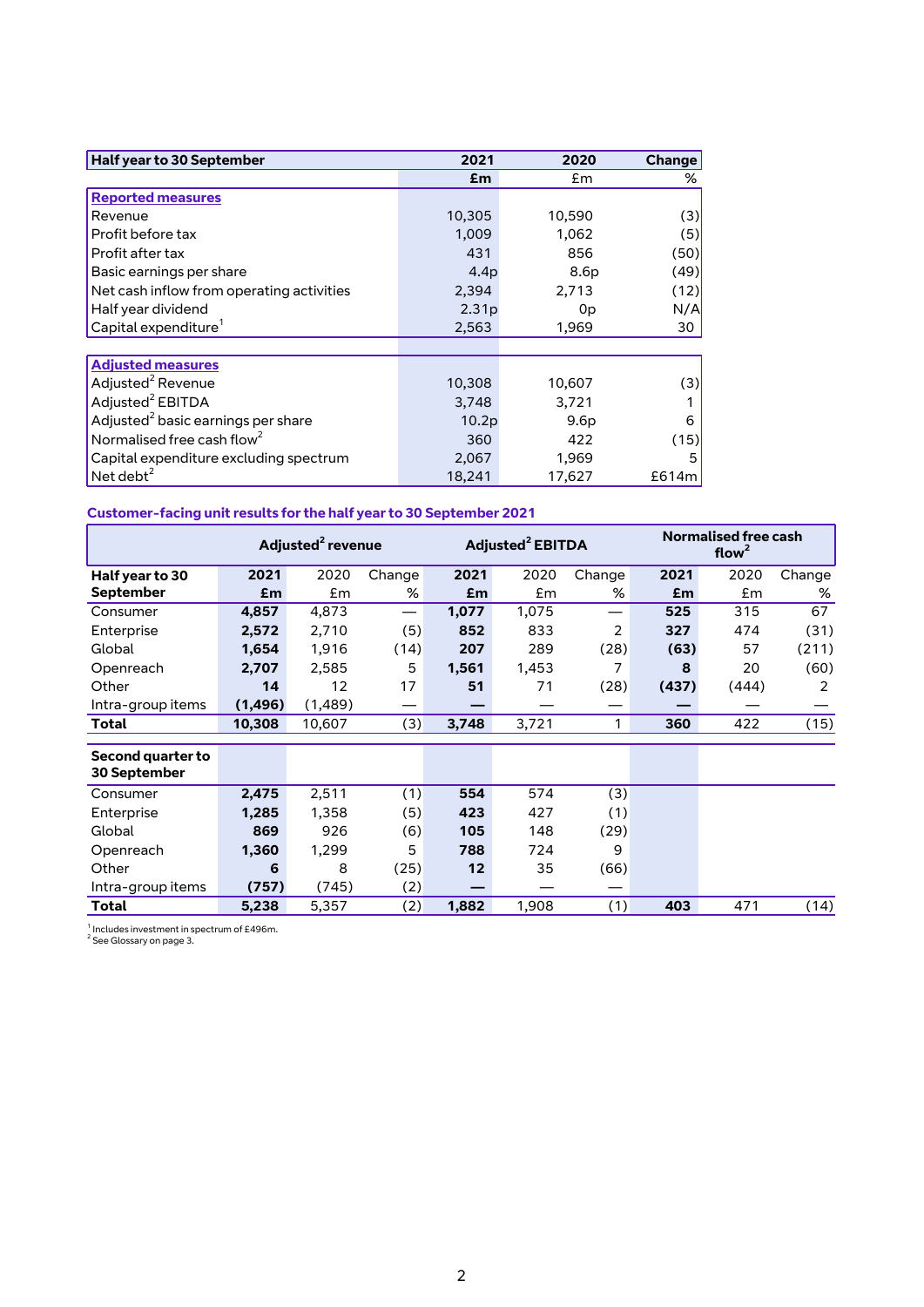| Half year to 30 September | 2021 | 2020 | Change |
|---|---|---|---|
| | £m | £m | % |
| **Reported measures** | | | |
| Revenue | 10,305 | 10,590 | (3) |
| Profit before tax | 1,009 | 1,062 | (5) |
| Profit after tax | 431 | 856 | (50) |
| Basic earnings per share | 4.4p | 8.6p | (49) |
| Net cash inflow from operating activities | 2,394 | 2,713 | (12) |
| Half year dividend | 2.31p | 0p | N/A |
| Capital expenditure[1] | 2,563 | 1,969 | 30 |
| | | | |
| **Adjusted measures** | | | |
| Adjusted[2] Revenue | 10,308 | 10,607 | (3) |
| Adjusted[2] EBITDA | 3,748 | 3,721 | 1 |
| Adjusted[2] basic earnings per share | 10.2p | 9.6p | 6 |
| Normalised free cash flow[2] | 360 | 422 | (15) |
| Capital expenditure excluding spectrum | 2,067 | 1,969 | 5 |
| Net debt[2] | 18,241 | 17,627 | £614m |

**Customer-facing unit results for the half year to 30 September 2021**

| | Adjusted[2] revenue | | | Adjusted[2] EBITDA | | | Normalised free cash flow[2] | | |
|---|---|---|---|---|---|---|---|---|---|
| Half year to 30 September | 2021 £m | 2020 £m | Change % | 2021 £m | 2020 £m | Change % | 2021 £m | 2020 £m | Change % |
| Consumer | **4,857** | 4,873 | — | **1,077** | 1,075 | — | **525** | 315 | 67 |
| Enterprise | **2,572** | 2,710 | (5) | **852** | 833 | 2 | **327** | 474 | (31) |
| Global | **1,654** | 1,916 | (14) | **207** | 289 | (28) | **(63)** | 57 | (211) |
| Openreach | **2,707** | 2,585 | 5 | **1,561** | 1,453 | 7 | **8** | 20 | (60) |
| Other | **14** | 12 | 17 | **51** | 71 | (28) | **(437)** | (444) | 2 |
| Intra-group items | **(1,496)** | (1,489) | — | **—** | — | — | **—** | — | — |
| **Total** | **10,308** | 10,607 | (3) | **3,748** | 3,721 | 1 | **360** | 422 | (15) |
| | | | | | | | | | |
| **Second quarter to 30 September** | | | | | | | | | |
| Consumer | **2,475** | 2,511 | (1) | **554** | 574 | (3) | | | |
| Enterprise | **1,285** | 1,358 | (5) | **423** | 427 | (1) | | | |
| Global | **869** | 926 | (6) | **105** | 148 | (29) | | | |
| Openreach | **1,360** | 1,299 | 5 | **788** | 724 | 9 | | | |
| Other | **6** | 8 | (25) | **12** | 35 | (66) | | | |
| Intra-group items | **(757)** | (745) | (2) | **—** | — | — | | | |
| **Total** | **5,238** | 5,357 | (2) | **1,882** | 1,908 | (1) | **403** | 471 | (14) |

[1] Includes investment in spectrum of £496m.
[2] See Glossary on page 3.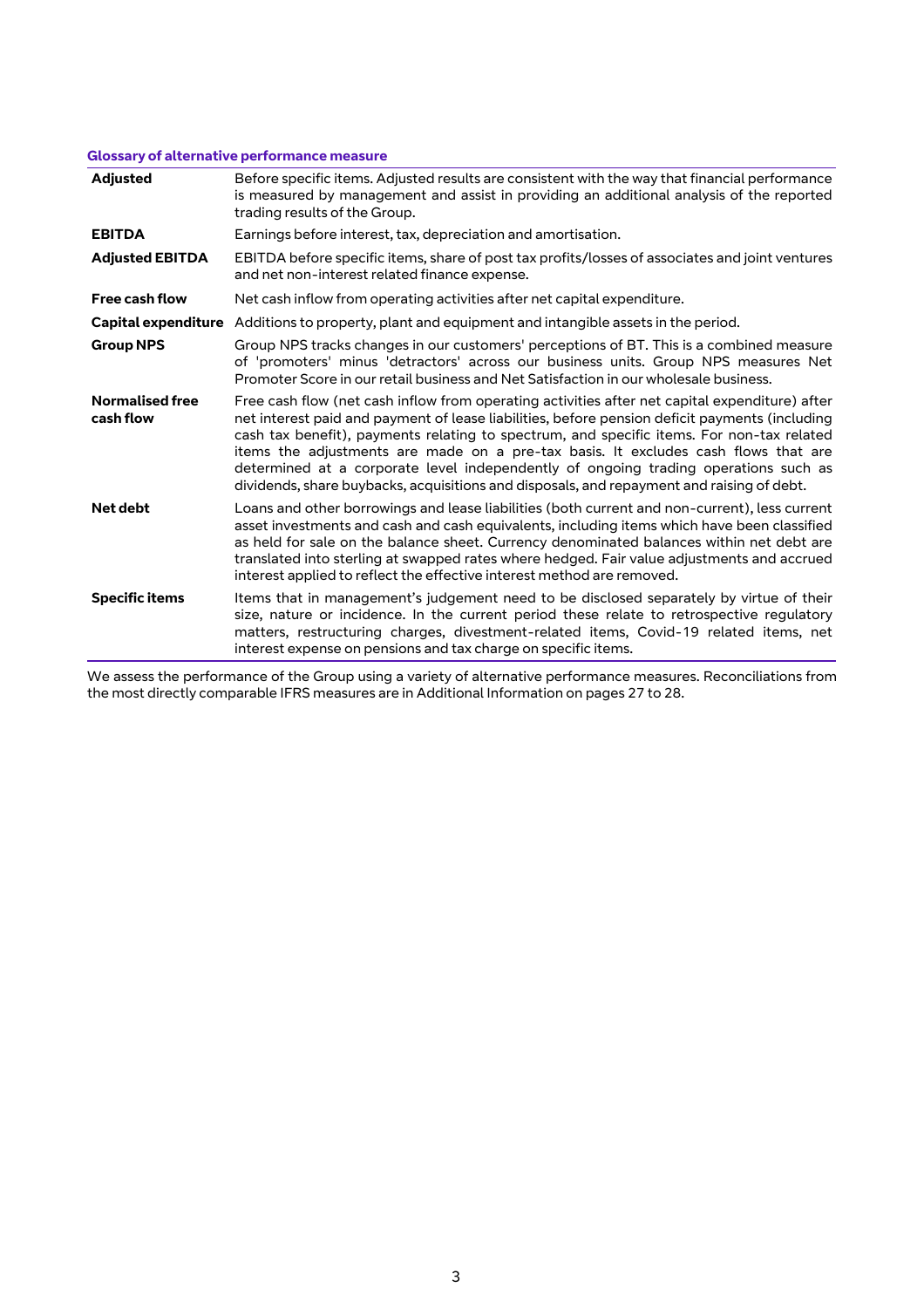### Glossary of alternative performance measure

| | |
|---|---|
| **Adjusted** | Before specific items. Adjusted results are consistent with the way that financial performance is measured by management and assist in providing an additional analysis of the reported trading results of the Group. |
| **EBITDA** | Earnings before interest, tax, depreciation and amortisation. |
| **Adjusted EBITDA** | EBITDA before specific items, share of post tax profits/losses of associates and joint ventures and net non-interest related finance expense. |
| **Free cash flow** | Net cash inflow from operating activities after net capital expenditure. |
| **Capital expenditure** | Additions to property, plant and equipment and intangible assets in the period. |
| **Group NPS** | Group NPS tracks changes in our customers' perceptions of BT. This is a combined measure of 'promoters' minus 'detractors' across our business units. Group NPS measures Net Promoter Score in our retail business and Net Satisfaction in our wholesale business. |
| **Normalised free cash flow** | Free cash flow (net cash inflow from operating activities after net capital expenditure) after net interest paid and payment of lease liabilities, before pension deficit payments (including cash tax benefit), payments relating to spectrum, and specific items. For non-tax related items the adjustments are made on a pre-tax basis. It excludes cash flows that are determined at a corporate level independently of ongoing trading operations such as dividends, share buybacks, acquisitions and disposals, and repayment and raising of debt. |
| **Net debt** | Loans and other borrowings and lease liabilities (both current and non-current), less current asset investments and cash and cash equivalents, including items which have been classified as held for sale on the balance sheet. Currency denominated balances within net debt are translated into sterling at swapped rates where hedged. Fair value adjustments and accrued interest applied to reflect the effective interest method are removed. |
| **Specific items** | Items that in management's judgement need to be disclosed separately by virtue of their size, nature or incidence. In the current period these relate to retrospective regulatory matters, restructuring charges, divestment-related items, Covid-19 related items, net interest expense on pensions and tax charge on specific items. |

We assess the performance of the Group using a variety of alternative performance measures. Reconciliations from the most directly comparable IFRS measures are in Additional Information on pages 27 to 28.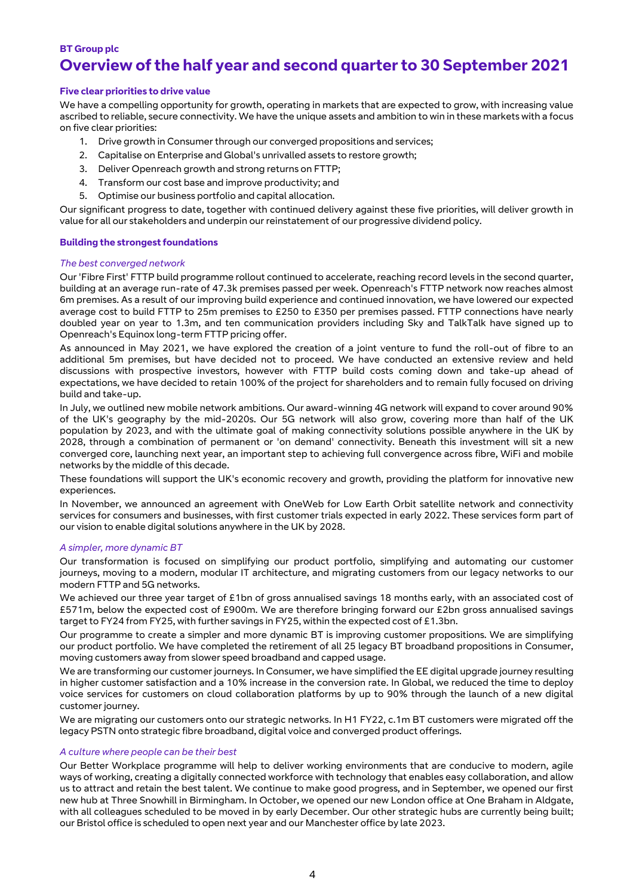**BT Group plc**

# Overview of the half year and second quarter to 30 September 2021

## Five clear priorities to drive value

We have a compelling opportunity for growth, operating in markets that are expected to grow, with increasing value ascribed to reliable, secure connectivity. We have the unique assets and ambition to win in these markets with a focus on five clear priorities:

1. Drive growth in Consumer through our converged propositions and services;
2. Capitalise on Enterprise and Global's unrivalled assets to restore growth;
3. Deliver Openreach growth and strong returns on FTTP;
4. Transform our cost base and improve productivity; and
5. Optimise our business portfolio and capital allocation.

Our significant progress to date, together with continued delivery against these five priorities, will deliver growth in value for all our stakeholders and underpin our reinstatement of our progressive dividend policy.

## Building the strongest foundations

*The best converged network*

Our 'Fibre First' FTTP build programme rollout continued to accelerate, reaching record levels in the second quarter, building at an average run-rate of 47.3k premises passed per week. Openreach's FTTP network now reaches almost 6m premises. As a result of our improving build experience and continued innovation, we have lowered our expected average cost to build FTTP to 25m premises to £250 to £350 per premises passed. FTTP connections have nearly doubled year on year to 1.3m, and ten communication providers including Sky and TalkTalk have signed up to Openreach's Equinox long-term FTTP pricing offer.

As announced in May 2021, we have explored the creation of a joint venture to fund the roll-out of fibre to an additional 5m premises, but have decided not to proceed. We have conducted an extensive review and held discussions with prospective investors, however with FTTP build costs coming down and take-up ahead of expectations, we have decided to retain 100% of the project for shareholders and to remain fully focused on driving build and take-up.

In July, we outlined new mobile network ambitions. Our award-winning 4G network will expand to cover around 90% of the UK's geography by the mid-2020s. Our 5G network will also grow, covering more than half of the UK population by 2023, and with the ultimate goal of making connectivity solutions possible anywhere in the UK by 2028, through a combination of permanent or 'on demand' connectivity. Beneath this investment will sit a new converged core, launching next year, an important step to achieving full convergence across fibre, WiFi and mobile networks by the middle of this decade.

These foundations will support the UK's economic recovery and growth, providing the platform for innovative new experiences.

In November, we announced an agreement with OneWeb for Low Earth Orbit satellite network and connectivity services for consumers and businesses, with first customer trials expected in early 2022. These services form part of our vision to enable digital solutions anywhere in the UK by 2028.

*A simpler, more dynamic BT*

Our transformation is focused on simplifying our product portfolio, simplifying and automating our customer journeys, moving to a modern, modular IT architecture, and migrating customers from our legacy networks to our modern FTTP and 5G networks.

We achieved our three year target of £1bn of gross annualised savings 18 months early, with an associated cost of £571m, below the expected cost of £900m. We are therefore bringing forward our £2bn gross annualised savings target to FY24 from FY25, with further savings in FY25, within the expected cost of £1.3bn.

Our programme to create a simpler and more dynamic BT is improving customer propositions. We are simplifying our product portfolio. We have completed the retirement of all 25 legacy BT broadband propositions in Consumer, moving customers away from slower speed broadband and capped usage.

We are transforming our customer journeys. In Consumer, we have simplified the EE digital upgrade journey resulting in higher customer satisfaction and a 10% increase in the conversion rate. In Global, we reduced the time to deploy voice services for customers on cloud collaboration platforms by up to 90% through the launch of a new digital customer journey.

We are migrating our customers onto our strategic networks. In H1 FY22, c.1m BT customers were migrated off the legacy PSTN onto strategic fibre broadband, digital voice and converged product offerings.

*A culture where people can be their best*

Our Better Workplace programme will help to deliver working environments that are conducive to modern, agile ways of working, creating a digitally connected workforce with technology that enables easy collaboration, and allow us to attract and retain the best talent. We continue to make good progress, and in September, we opened our first new hub at Three Snowhill in Birmingham. In October, we opened our new London office at One Braham in Aldgate, with all colleagues scheduled to be moved in by early December. Our other strategic hubs are currently being built; our Bristol office is scheduled to open next year and our Manchester office by late 2023.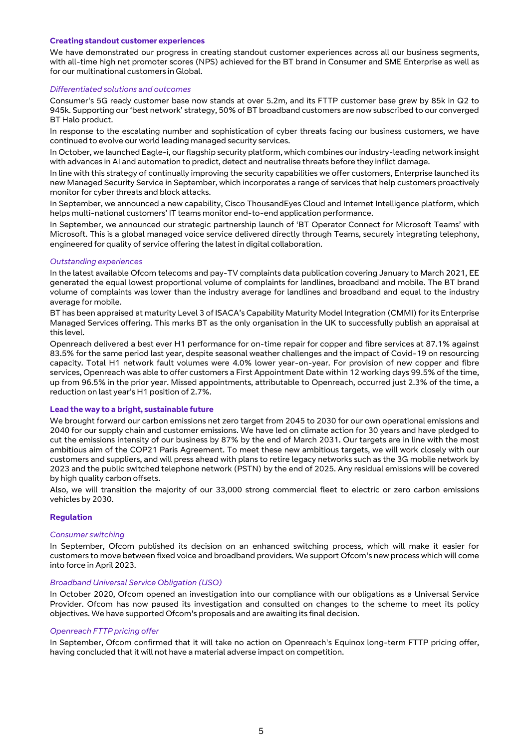## Creating standout customer experiences

We have demonstrated our progress in creating standout customer experiences across all our business segments, with all-time high net promoter scores (NPS) achieved for the BT brand in Consumer and SME Enterprise as well as for our multinational customers in Global.

### *Differentiated solutions and outcomes*

Consumer's 5G ready customer base now stands at over 5.2m, and its FTTP customer base grew by 85k in Q2 to 945k. Supporting our 'best network' strategy, 50% of BT broadband customers are now subscribed to our converged BT Halo product.

In response to the escalating number and sophistication of cyber threats facing our business customers, we have continued to evolve our world leading managed security services.

In October, we launched Eagle-i, our flagship security platform, which combines our industry-leading network insight with advances in AI and automation to predict, detect and neutralise threats before they inflict damage.

In line with this strategy of continually improving the security capabilities we offer customers, Enterprise launched its new Managed Security Service in September, which incorporates a range of services that help customers proactively monitor for cyber threats and block attacks.

In September, we announced a new capability, Cisco ThousandEyes Cloud and Internet Intelligence platform, which helps multi-national customers' IT teams monitor end-to-end application performance.

In September, we announced our strategic partnership launch of 'BT Operator Connect for Microsoft Teams' with Microsoft. This is a global managed voice service delivered directly through Teams, securely integrating telephony, engineered for quality of service offering the latest in digital collaboration.

### *Outstanding experiences*

In the latest available Ofcom telecoms and pay-TV complaints data publication covering January to March 2021, EE generated the equal lowest proportional volume of complaints for landlines, broadband and mobile. The BT brand volume of complaints was lower than the industry average for landlines and broadband and equal to the industry average for mobile.

BT has been appraised at maturity Level 3 of ISACA's Capability Maturity Model Integration (CMMI) for its Enterprise Managed Services offering. This marks BT as the only organisation in the UK to successfully publish an appraisal at this level.

Openreach delivered a best ever H1 performance for on-time repair for copper and fibre services at 87.1% against 83.5% for the same period last year, despite seasonal weather challenges and the impact of Covid-19 on resourcing capacity. Total H1 network fault volumes were 4.0% lower year-on-year. For provision of new copper and fibre services, Openreach was able to offer customers a First Appointment Date within 12 working days 99.5% of the time, up from 96.5% in the prior year. Missed appointments, attributable to Openreach, occurred just 2.3% of the time, a reduction on last year's H1 position of 2.7%.

## Lead the way to a bright, sustainable future

We brought forward our carbon emissions net zero target from 2045 to 2030 for our own operational emissions and 2040 for our supply chain and customer emissions. We have led on climate action for 30 years and have pledged to cut the emissions intensity of our business by 87% by the end of March 2031. Our targets are in line with the most ambitious aim of the COP21 Paris Agreement. To meet these new ambitious targets, we will work closely with our customers and suppliers, and will press ahead with plans to retire legacy networks such as the 3G mobile network by 2023 and the public switched telephone network (PSTN) by the end of 2025. Any residual emissions will be covered by high quality carbon offsets.

Also, we will transition the majority of our 33,000 strong commercial fleet to electric or zero carbon emissions vehicles by 2030.

## Regulation

### *Consumer switching*

In September, Ofcom published its decision on an enhanced switching process, which will make it easier for customers to move between fixed voice and broadband providers. We support Ofcom's new process which will come into force in April 2023.

### *Broadband Universal Service Obligation (USO)*

In October 2020, Ofcom opened an investigation into our compliance with our obligations as a Universal Service Provider. Ofcom has now paused its investigation and consulted on changes to the scheme to meet its policy objectives. We have supported Ofcom's proposals and are awaiting its final decision.

### *Openreach FTTP pricing offer*

In September, Ofcom confirmed that it will take no action on Openreach's Equinox long-term FTTP pricing offer, having concluded that it will not have a material adverse impact on competition.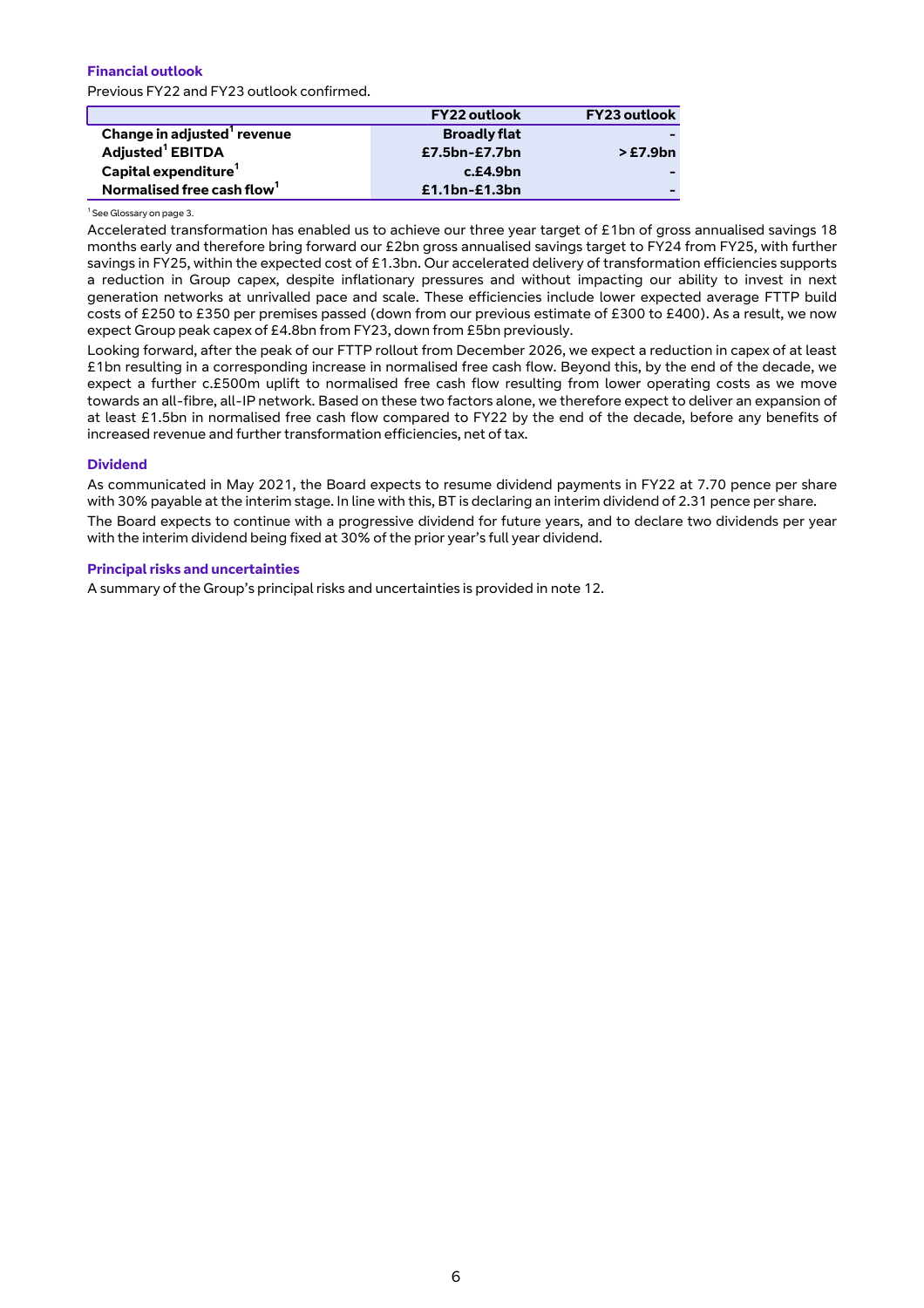### Financial outlook

Previous FY22 and FY23 outlook confirmed.

| | FY22 outlook | FY23 outlook |
|---|---|---|
| **Change in adjusted[1] revenue** | **Broadly flat** | **-** |
| **Adjusted[1] EBITDA** | **£7.5bn-£7.7bn** | **> £7.9bn** |
| **Capital expenditure[1]** | **c.£4.9bn** | **-** |
| **Normalised free cash flow[1]** | **£1.1bn-£1.3bn** | **-** |

[1] See Glossary on page 3.

Accelerated transformation has enabled us to achieve our three year target of £1bn of gross annualised savings 18 months early and therefore bring forward our £2bn gross annualised savings target to FY24 from FY25, with further savings in FY25, within the expected cost of £1.3bn. Our accelerated delivery of transformation efficiencies supports a reduction in Group capex, despite inflationary pressures and without impacting our ability to invest in next generation networks at unrivalled pace and scale. These efficiencies include lower expected average FTTP build costs of £250 to £350 per premises passed (down from our previous estimate of £300 to £400). As a result, we now expect Group peak capex of £4.8bn from FY23, down from £5bn previously.

Looking forward, after the peak of our FTTP rollout from December 2026, we expect a reduction in capex of at least £1bn resulting in a corresponding increase in normalised free cash flow. Beyond this, by the end of the decade, we expect a further c.£500m uplift to normalised free cash flow resulting from lower operating costs as we move towards an all-fibre, all-IP network. Based on these two factors alone, we therefore expect to deliver an expansion of at least £1.5bn in normalised free cash flow compared to FY22 by the end of the decade, before any benefits of increased revenue and further transformation efficiencies, net of tax.

### Dividend

As communicated in May 2021, the Board expects to resume dividend payments in FY22 at 7.70 pence per share with 30% payable at the interim stage. In line with this, BT is declaring an interim dividend of 2.31 pence per share.

The Board expects to continue with a progressive dividend for future years, and to declare two dividends per year with the interim dividend being fixed at 30% of the prior year's full year dividend.

### Principal risks and uncertainties

A summary of the Group's principal risks and uncertainties is provided in note 12.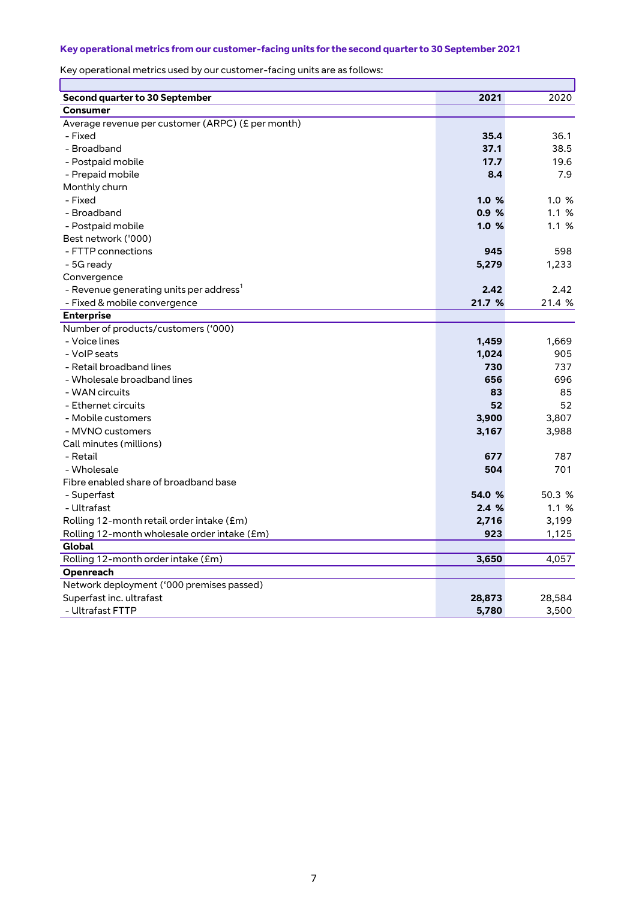### Key operational metrics from our customer-facing units for the second quarter to 30 September 2021

Key operational metrics used by our customer-facing units are as follows:

| Second quarter to 30 September | 2021 | 2020 |
|---|---|---|
| **Consumer** | | |
| Average revenue per customer (ARPC) (£ per month) | | |
| - Fixed | **35.4** | 36.1 |
| - Broadband | **37.1** | 38.5 |
| - Postpaid mobile | **17.7** | 19.6 |
| - Prepaid mobile | **8.4** | 7.9 |
| Monthly churn | | |
| - Fixed | **1.0 %** | 1.0 % |
| - Broadband | **0.9 %** | 1.1 % |
| - Postpaid mobile | **1.0 %** | 1.1 % |
| Best network ('000) | | |
| - FTTP connections | **945** | 598 |
| - 5G ready | **5,279** | 1,233 |
| Convergence | | |
| - Revenue generating units per address[1] | **2.42** | 2.42 |
| - Fixed & mobile convergence | **21.7 %** | 21.4 % |
| **Enterprise** | | |
| Number of products/customers ('000) | | |
| - Voice lines | **1,459** | 1,669 |
| - VoIP seats | **1,024** | 905 |
| - Retail broadband lines | **730** | 737 |
| - Wholesale broadband lines | **656** | 696 |
| - WAN circuits | **83** | 85 |
| - Ethernet circuits | **52** | 52 |
| - Mobile customers | **3,900** | 3,807 |
| - MVNO customers | **3,167** | 3,988 |
| Call minutes (millions) | | |
| - Retail | **677** | 787 |
| - Wholesale | **504** | 701 |
| Fibre enabled share of broadband base | | |
| - Superfast | **54.0 %** | 50.3 % |
| - Ultrafast | **2.4 %** | 1.1 % |
| Rolling 12-month retail order intake (£m) | **2,716** | 3,199 |
| Rolling 12-month wholesale order intake (£m) | **923** | 1,125 |
| **Global** | | |
| Rolling 12-month order intake (£m) | **3,650** | 4,057 |
| **Openreach** | | |
| Network deployment ('000 premises passed) | | |
| Superfast inc. ultrafast | **28,873** | 28,584 |
| - Ultrafast FTTP | **5,780** | 3,500 |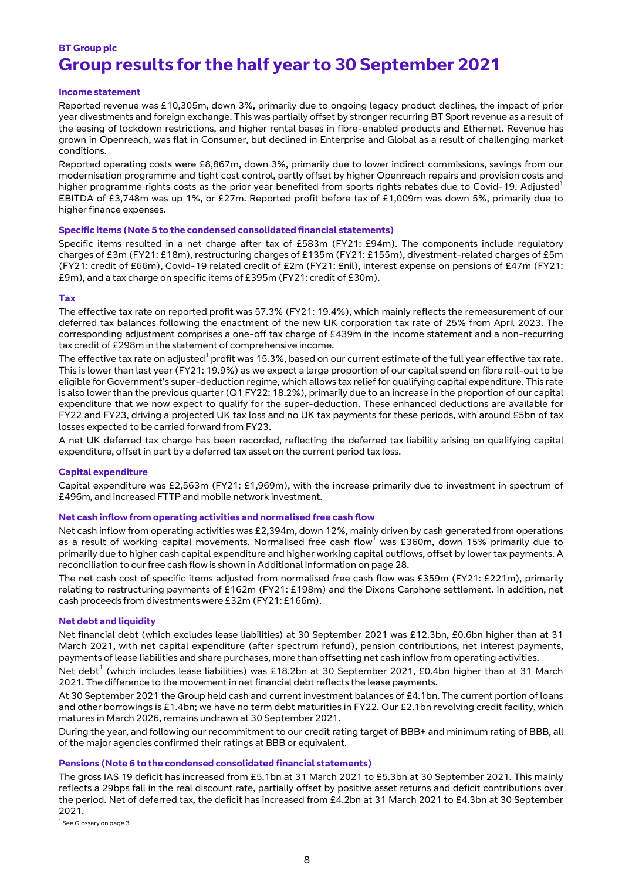**BT Group plc**

# Group results for the half year to 30 September 2021

### Income statement

Reported revenue was £10,305m, down 3%, primarily due to ongoing legacy product declines, the impact of prior year divestments and foreign exchange. This was partially offset by stronger recurring BT Sport revenue as a result of the easing of lockdown restrictions, and higher rental bases in fibre-enabled products and Ethernet. Revenue has grown in Openreach, was flat in Consumer, but declined in Enterprise and Global as a result of challenging market conditions.

Reported operating costs were £8,867m, down 3%, primarily due to lower indirect commissions, savings from our modernisation programme and tight cost control, partly offset by higher Openreach repairs and provision costs and higher programme rights costs as the prior year benefited from sports rights rebates due to Covid-19. Adjusted[1] EBITDA of £3,748m was up 1%, or £27m. Reported profit before tax of £1,009m was down 5%, primarily due to higher finance expenses.

### Specific items (Note 5 to the condensed consolidated financial statements)

Specific items resulted in a net charge after tax of £583m (FY21: £94m). The components include regulatory charges of £3m (FY21: £18m), restructuring charges of £135m (FY21: £155m), divestment-related charges of £5m (FY21: credit of £66m), Covid-19 related credit of £2m (FY21: £nil), interest expense on pensions of £47m (FY21: £9m), and a tax charge on specific items of £395m (FY21: credit of £30m).

### Tax

The effective tax rate on reported profit was 57.3% (FY21: 19.4%), which mainly reflects the remeasurement of our deferred tax balances following the enactment of the new UK corporation tax rate of 25% from April 2023. The corresponding adjustment comprises a one-off tax charge of £439m in the income statement and a non-recurring tax credit of £298m in the statement of comprehensive income.

The effective tax rate on adjusted[1] profit was 15.3%, based on our current estimate of the full year effective tax rate. This is lower than last year (FY21: 19.9%) as we expect a large proportion of our capital spend on fibre roll-out to be eligible for Government's super-deduction regime, which allows tax relief for qualifying capital expenditure. This rate is also lower than the previous quarter (Q1 FY22: 18.2%), primarily due to an increase in the proportion of our capital expenditure that we now expect to qualify for the super-deduction. These enhanced deductions are available for FY22 and FY23, driving a projected UK tax loss and no UK tax payments for these periods, with around £5bn of tax losses expected to be carried forward from FY23.

A net UK deferred tax charge has been recorded, reflecting the deferred tax liability arising on qualifying capital expenditure, offset in part by a deferred tax asset on the current period tax loss.

### Capital expenditure

Capital expenditure was £2,563m (FY21: £1,969m), with the increase primarily due to investment in spectrum of £496m, and increased FTTP and mobile network investment.

### Net cash inflow from operating activities and normalised free cash flow

Net cash inflow from operating activities was £2,394m, down 12%, mainly driven by cash generated from operations as a result of working capital movements. Normalised free cash flow[1] was £360m, down 15% primarily due to primarily due to higher cash capital expenditure and higher working capital outflows, offset by lower tax payments. A reconciliation to our free cash flow is shown in Additional Information on page 28.

The net cash cost of specific items adjusted from normalised free cash flow was £359m (FY21: £221m), primarily relating to restructuring payments of £162m (FY21: £198m) and the Dixons Carphone settlement. In addition, net cash proceeds from divestments were £32m (FY21: £166m).

### Net debt and liquidity

Net financial debt (which excludes lease liabilities) at 30 September 2021 was £12.3bn, £0.6bn higher than at 31 March 2021, with net capital expenditure (after spectrum refund), pension contributions, net interest payments, payments of lease liabilities and share purchases, more than offsetting net cash inflow from operating activities.

Net debt[1] (which includes lease liabilities) was £18.2bn at 30 September 2021, £0.4bn higher than at 31 March 2021. The difference to the movement in net financial debt reflects the lease payments.

At 30 September 2021 the Group held cash and current investment balances of £4.1bn. The current portion of loans and other borrowings is £1.4bn; we have no term debt maturities in FY22. Our £2.1bn revolving credit facility, which matures in March 2026, remains undrawn at 30 September 2021.

During the year, and following our recommitment to our credit rating target of BBB+ and minimum rating of BBB, all of the major agencies confirmed their ratings at BBB or equivalent.

### Pensions (Note 6 to the condensed consolidated financial statements)

The gross IAS 19 deficit has increased from £5.1bn at 31 March 2021 to £5.3bn at 30 September 2021. This mainly reflects a 29bps fall in the real discount rate, partially offset by positive asset returns and deficit contributions over the period. Net of deferred tax, the deficit has increased from £4.2bn at 31 March 2021 to £4.3bn at 30 September 2021.

[1] See Glossary on page 3.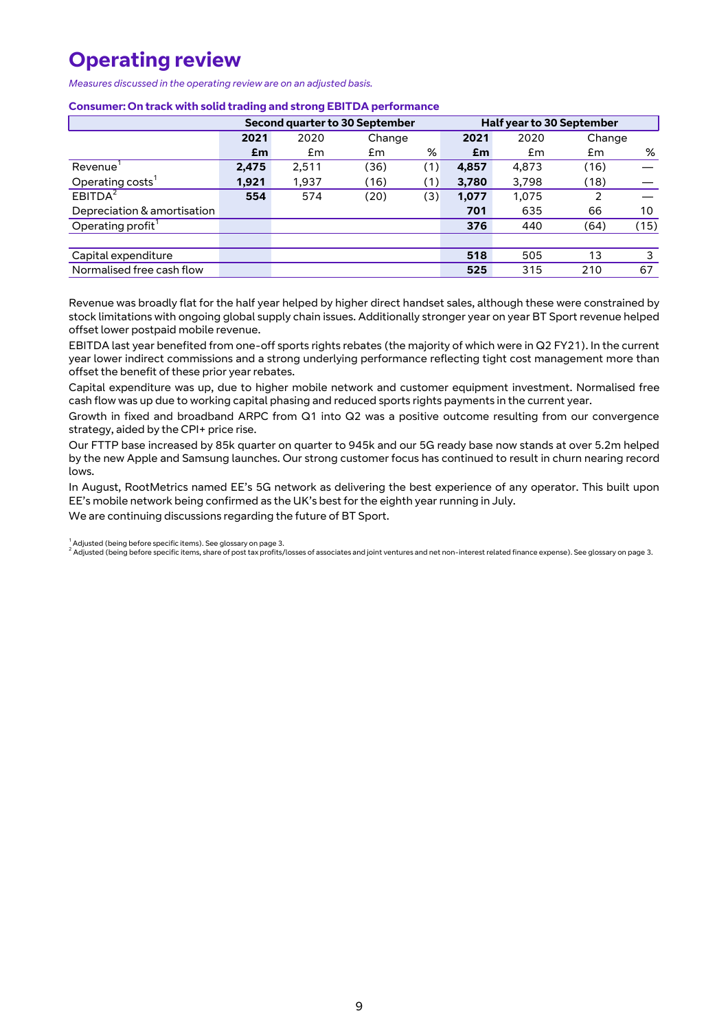# Operating review

*Measures discussed in the operating review are on an adjusted basis.*

**Consumer: On track with solid trading and strong EBITDA performance**

| | Second quarter to 30 September | | | | Half year to 30 September | | | |
|---|---|---|---|---|---|---|---|---|
| | **2021** | 2020 | Change | | **2021** | 2020 | Change | |
| | **£m** | £m | £m | % | **£m** | £m | £m | % |
| Revenue[1] | **2,475** | 2,511 | (36) | (1) | **4,857** | 4,873 | (16) | — |
| Operating costs[1] | **1,921** | 1,937 | (16) | (1) | **3,780** | 3,798 | (18) | — |
| EBITDA[2] | **554** | 574 | (20) | (3) | **1,077** | 1,075 | 2 | — |
| Depreciation & amortisation | | | | | **701** | 635 | 66 | 10 |
| Operating profit[1] | | | | | **376** | 440 | (64) | (15) |
| | | | | | | | | |
| Capital expenditure | | | | | **518** | 505 | 13 | 3 |
| Normalised free cash flow | | | | | **525** | 315 | 210 | 67 |

Revenue was broadly flat for the half year helped by higher direct handset sales, although these were constrained by stock limitations with ongoing global supply chain issues. Additionally stronger year on year BT Sport revenue helped offset lower postpaid mobile revenue.

EBITDA last year benefited from one-off sports rights rebates (the majority of which were in Q2 FY21). In the current year lower indirect commissions and a strong underlying performance reflecting tight cost management more than offset the benefit of these prior year rebates.

Capital expenditure was up, due to higher mobile network and customer equipment investment. Normalised free cash flow was up due to working capital phasing and reduced sports rights payments in the current year.

Growth in fixed and broadband ARPC from Q1 into Q2 was a positive outcome resulting from our convergence strategy, aided by the CPI+ price rise.

Our FTTP base increased by 85k quarter on quarter to 945k and our 5G ready base now stands at over 5.2m helped by the new Apple and Samsung launches. Our strong customer focus has continued to result in churn nearing record lows.

In August, RootMetrics named EE's 5G network as delivering the best experience of any operator. This built upon EE's mobile network being confirmed as the UK's best for the eighth year running in July.

We are continuing discussions regarding the future of BT Sport.

[1] Adjusted (being before specific items). See glossary on page 3.
[2] Adjusted (being before specific items, share of post tax profits/losses of associates and joint ventures and net non-interest related finance expense). See glossary on page 3.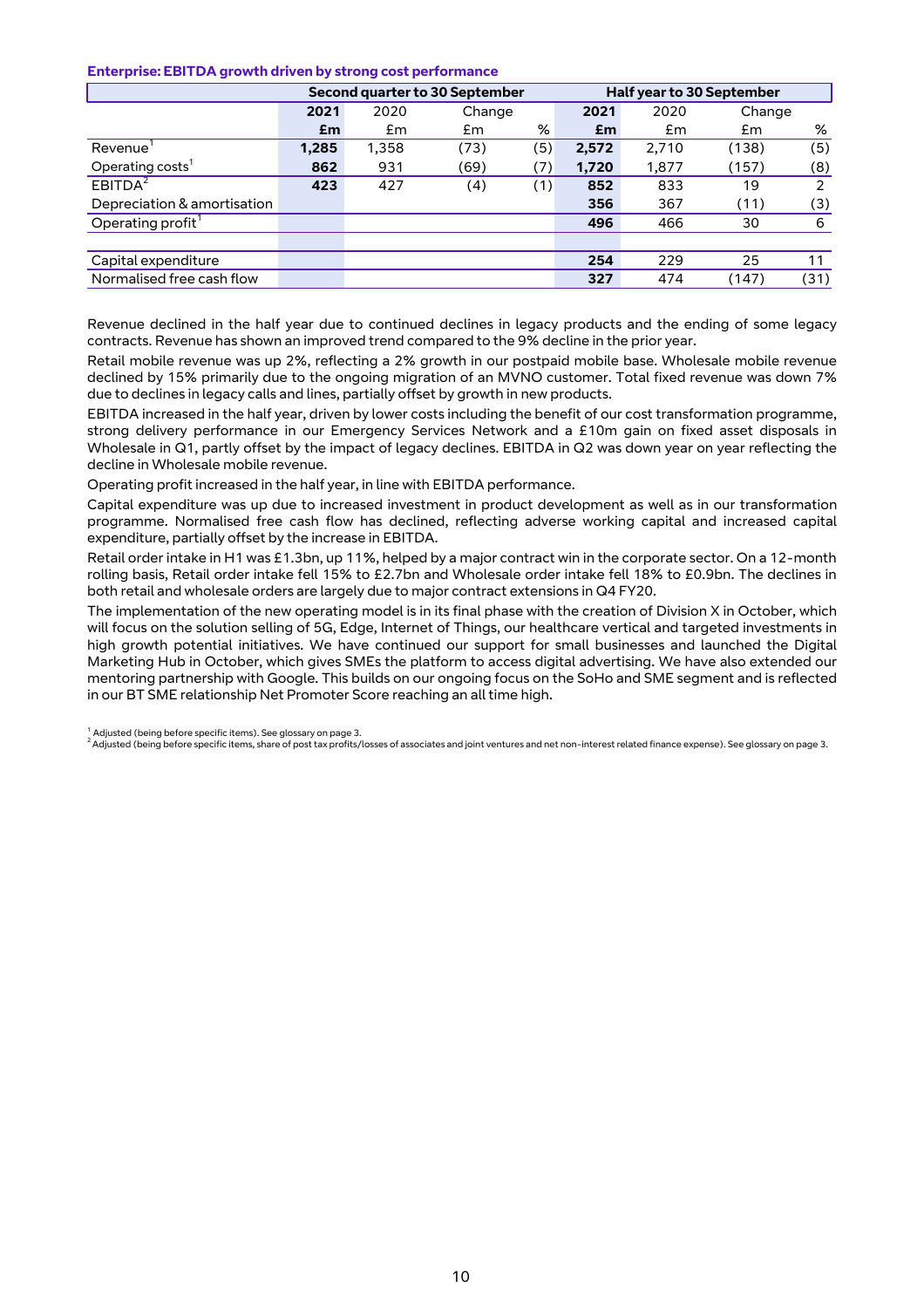### Enterprise: EBITDA growth driven by strong cost performance

| | Second quarter to 30 September | | | | Half year to 30 September | | | |
|---|---|---|---|---|---|---|---|---|
| | **2021** | 2020 | Change | | **2021** | 2020 | Change | |
| | **£m** | £m | £m | % | **£m** | £m | £m | % |
| Revenue[1] | **1,285** | 1,358 | (73) | (5) | **2,572** | 2,710 | (138) | (5) |
| Operating costs[1] | **862** | 931 | (69) | (7) | **1,720** | 1,877 | (157) | (8) |
| EBITDA[2] | **423** | 427 | (4) | (1) | **852** | 833 | 19 | 2 |
| Depreciation & amortisation | | | | | **356** | 367 | (11) | (3) |
| Operating profit[1] | | | | | **496** | 466 | 30 | 6 |
| | | | | | | | | |
| Capital expenditure | | | | | **254** | 229 | 25 | 11 |
| Normalised free cash flow | | | | | **327** | 474 | (147) | (31) |

Revenue declined in the half year due to continued declines in legacy products and the ending of some legacy contracts. Revenue has shown an improved trend compared to the 9% decline in the prior year.

Retail mobile revenue was up 2%, reflecting a 2% growth in our postpaid mobile base. Wholesale mobile revenue declined by 15% primarily due to the ongoing migration of an MVNO customer. Total fixed revenue was down 7% due to declines in legacy calls and lines, partially offset by growth in new products.

EBITDA increased in the half year, driven by lower costs including the benefit of our cost transformation programme, strong delivery performance in our Emergency Services Network and a £10m gain on fixed asset disposals in Wholesale in Q1, partly offset by the impact of legacy declines. EBITDA in Q2 was down year on year reflecting the decline in Wholesale mobile revenue.

Operating profit increased in the half year, in line with EBITDA performance.

Capital expenditure was up due to increased investment in product development as well as in our transformation programme. Normalised free cash flow has declined, reflecting adverse working capital and increased capital expenditure, partially offset by the increase in EBITDA.

Retail order intake in H1 was £1.3bn, up 11%, helped by a major contract win in the corporate sector. On a 12-month rolling basis, Retail order intake fell 15% to £2.7bn and Wholesale order intake fell 18% to £0.9bn. The declines in both retail and wholesale orders are largely due to major contract extensions in Q4 FY20.

The implementation of the new operating model is in its final phase with the creation of Division X in October, which will focus on the solution selling of 5G, Edge, Internet of Things, our healthcare vertical and targeted investments in high growth potential initiatives. We have continued our support for small businesses and launched the Digital Marketing Hub in October, which gives SMEs the platform to access digital advertising. We have also extended our mentoring partnership with Google. This builds on our ongoing focus on the SoHo and SME segment and is reflected in our BT SME relationship Net Promoter Score reaching an all time high.

[1] Adjusted (being before specific items). See glossary on page 3.
[2] Adjusted (being before specific items, share of post tax profits/losses of associates and joint ventures and net non-interest related finance expense). See glossary on page 3.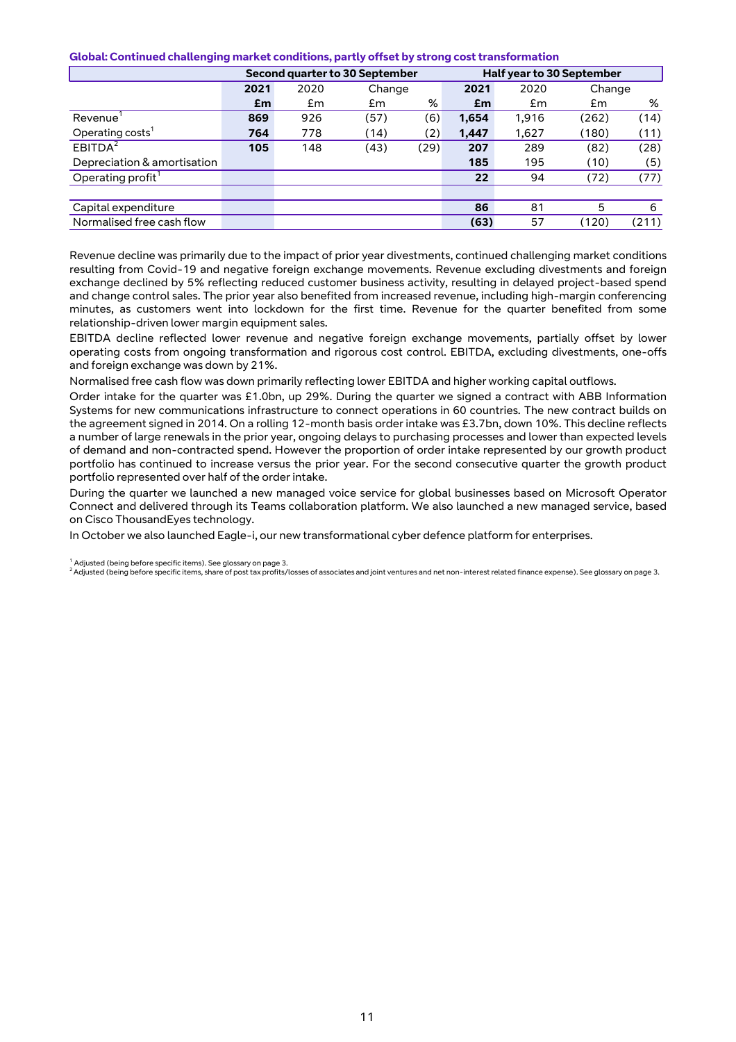**Global: Continued challenging market conditions, partly offset by strong cost transformation**

| | Second quarter to 30 September | | | | Half year to 30 September | | | |
|---|---|---|---|---|---|---|---|---|
| | **2021** | 2020 | Change | | **2021** | 2020 | Change | |
| | **£m** | £m | £m | % | **£m** | £m | £m | % |
| Revenue[1] | **869** | 926 | (57) | (6) | **1,654** | 1,916 | (262) | (14) |
| Operating costs[1] | **764** | 778 | (14) | (2) | **1,447** | 1,627 | (180) | (11) |
| EBITDA[2] | **105** | 148 | (43) | (29) | **207** | 289 | (82) | (28) |
| Depreciation & amortisation | | | | | **185** | 195 | (10) | (5) |
| Operating profit[1] | | | | | **22** | 94 | (72) | (77) |
| | | | | | | | | |
| Capital expenditure | | | | | **86** | 81 | 5 | 6 |
| Normalised free cash flow | | | | | **(63)** | 57 | (120) | (211) |

Revenue decline was primarily due to the impact of prior year divestments, continued challenging market conditions resulting from Covid-19 and negative foreign exchange movements. Revenue excluding divestments and foreign exchange declined by 5% reflecting reduced customer business activity, resulting in delayed project-based spend and change control sales. The prior year also benefited from increased revenue, including high-margin conferencing minutes, as customers went into lockdown for the first time. Revenue for the quarter benefited from some relationship-driven lower margin equipment sales.

EBITDA decline reflected lower revenue and negative foreign exchange movements, partially offset by lower operating costs from ongoing transformation and rigorous cost control. EBITDA, excluding divestments, one-offs and foreign exchange was down by 21%.

Normalised free cash flow was down primarily reflecting lower EBITDA and higher working capital outflows.

Order intake for the quarter was £1.0bn, up 29%. During the quarter we signed a contract with ABB Information Systems for new communications infrastructure to connect operations in 60 countries. The new contract builds on the agreement signed in 2014. On a rolling 12-month basis order intake was £3.7bn, down 10%. This decline reflects a number of large renewals in the prior year, ongoing delays to purchasing processes and lower than expected levels of demand and non-contracted spend. However the proportion of order intake represented by our growth product portfolio has continued to increase versus the prior year. For the second consecutive quarter the growth product portfolio represented over half of the order intake.

During the quarter we launched a new managed voice service for global businesses based on Microsoft Operator Connect and delivered through its Teams collaboration platform. We also launched a new managed service, based on Cisco ThousandEyes technology.

In October we also launched Eagle-i, our new transformational cyber defence platform for enterprises.

[1] Adjusted (being before specific items). See glossary on page 3.
[2] Adjusted (being before specific items, share of post tax profits/losses of associates and joint ventures and net non-interest related finance expense). See glossary on page 3.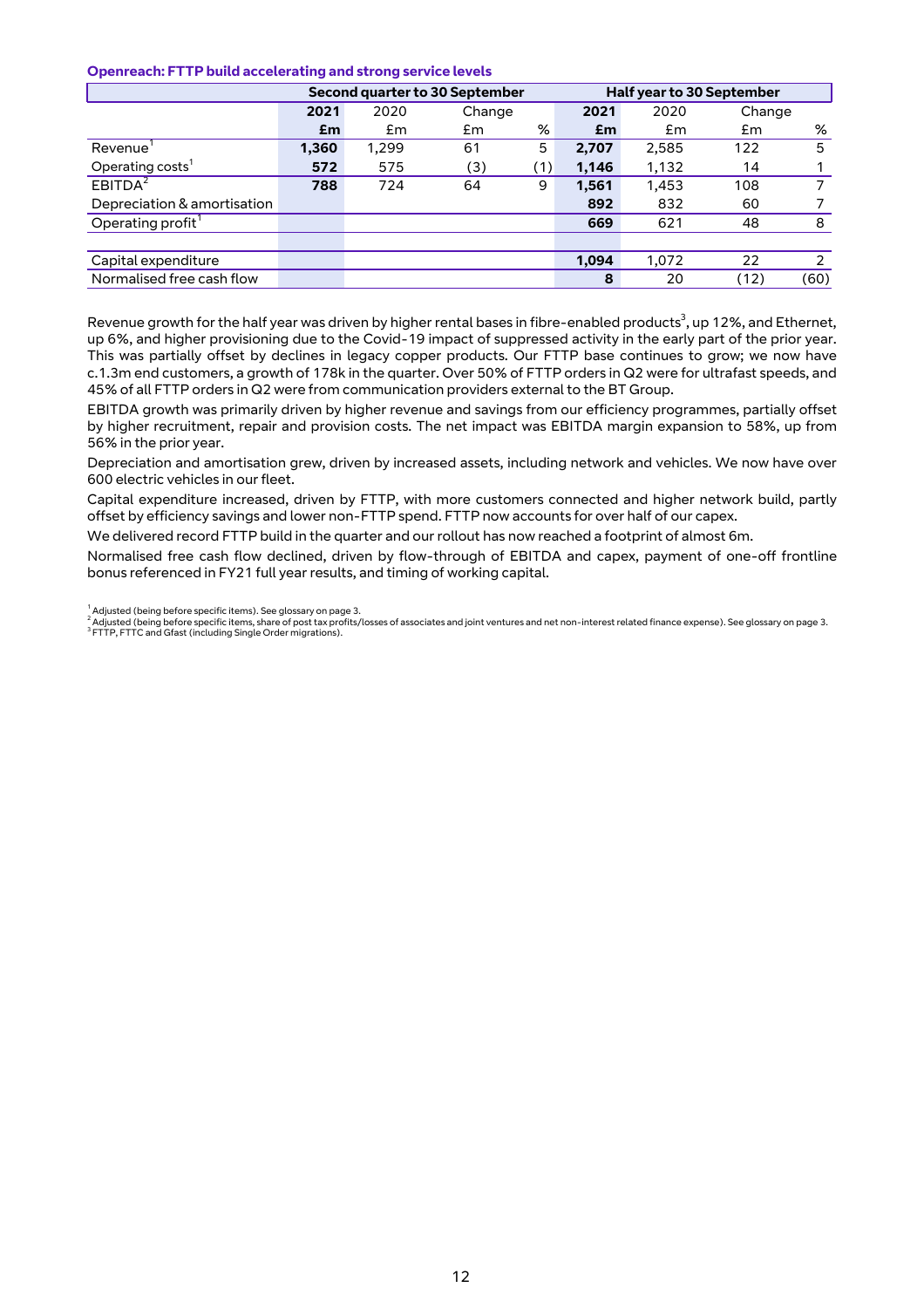### Openreach: FTTP build accelerating and strong service levels

| | Second quarter to 30 September | | | | Half year to 30 September | | | |
|---|---|---|---|---|---|---|---|---|
| | **2021** | 2020 | Change | | **2021** | 2020 | Change | |
| | **£m** | £m | £m | % | **£m** | £m | £m | % |
| Revenue[1] | **1,360** | 1,299 | 61 | 5 | **2,707** | 2,585 | 122 | 5 |
| Operating costs[1] | **572** | 575 | (3) | (1) | **1,146** | 1,132 | 14 | 1 |
| EBITDA[2] | **788** | 724 | 64 | 9 | **1,561** | 1,453 | 108 | 7 |
| Depreciation & amortisation | | | | | **892** | 832 | 60 | 7 |
| Operating profit[1] | | | | | **669** | 621 | 48 | 8 |
| | | | | | | | | |
| Capital expenditure | | | | | **1,094** | 1,072 | 22 | 2 |
| Normalised free cash flow | | | | | **8** | 20 | (12) | (60) |

Revenue growth for the half year was driven by higher rental bases in fibre-enabled products[3], up 12%, and Ethernet, up 6%, and higher provisioning due to the Covid-19 impact of suppressed activity in the early part of the prior year. This was partially offset by declines in legacy copper products. Our FTTP base continues to grow; we now have c.1.3m end customers, a growth of 178k in the quarter. Over 50% of FTTP orders in Q2 were for ultrafast speeds, and 45% of all FTTP orders in Q2 were from communication providers external to the BT Group.

EBITDA growth was primarily driven by higher revenue and savings from our efficiency programmes, partially offset by higher recruitment, repair and provision costs. The net impact was EBITDA margin expansion to 58%, up from 56% in the prior year.

Depreciation and amortisation grew, driven by increased assets, including network and vehicles. We now have over 600 electric vehicles in our fleet.

Capital expenditure increased, driven by FTTP, with more customers connected and higher network build, partly offset by efficiency savings and lower non-FTTP spend. FTTP now accounts for over half of our capex.

We delivered record FTTP build in the quarter and our rollout has now reached a footprint of almost 6m.

Normalised free cash flow declined, driven by flow-through of EBITDA and capex, payment of one-off frontline bonus referenced in FY21 full year results, and timing of working capital.

[1] Adjusted (being before specific items). See glossary on page 3.
[2] Adjusted (being before specific items, share of post tax profits/losses of associates and joint ventures and net non-interest related finance expense). See glossary on page 3.
[3] FTTP, FTTC and Gfast (including Single Order migrations).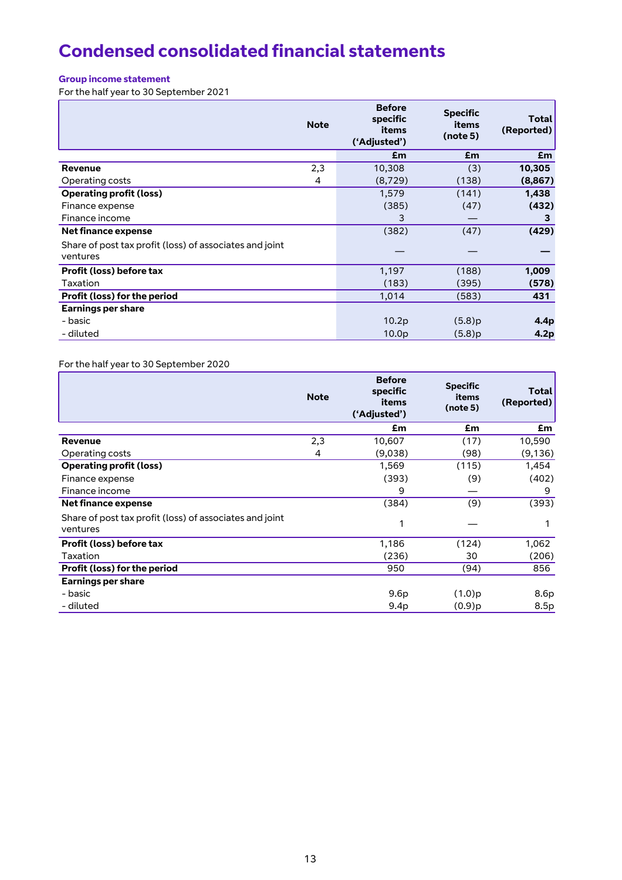# Condensed consolidated financial statements

## Group income statement

For the half year to 30 September 2021

| | Note | Before specific items ('Adjusted') | Specific items (note 5) | Total (Reported) |
|---|---|---|---|---|
| | | £m | £m | £m |
| **Revenue** | 2,3 | 10,308 | (3) | **10,305** |
| Operating costs | 4 | (8,729) | (138) | **(8,867)** |
| **Operating profit (loss)** | | 1,579 | (141) | **1,438** |
| Finance expense | | (385) | (47) | **(432)** |
| Finance income | | 3 | — | **3** |
| **Net finance expense** | | (382) | (47) | **(429)** |
| Share of post tax profit (loss) of associates and joint ventures | | — | — | **—** |
| **Profit (loss) before tax** | | 1,197 | (188) | **1,009** |
| Taxation | | (183) | (395) | **(578)** |
| **Profit (loss) for the period** | | 1,014 | (583) | **431** |
| **Earnings per share** | | | | |
| - basic | | 10.2p | (5.8)p | **4.4p** |
| - diluted | | 10.0p | (5.8)p | **4.2p** |

For the half year to 30 September 2020

| | Note | Before specific items ('Adjusted') | Specific items (note 5) | Total (Reported) |
|---|---|---|---|---|
| | | £m | £m | £m |
| **Revenue** | 2,3 | 10,607 | (17) | 10,590 |
| Operating costs | 4 | (9,038) | (98) | (9,136) |
| **Operating profit (loss)** | | 1,569 | (115) | 1,454 |
| Finance expense | | (393) | (9) | (402) |
| Finance income | | 9 | — | 9 |
| **Net finance expense** | | (384) | (9) | (393) |
| Share of post tax profit (loss) of associates and joint ventures | | 1 | — | 1 |
| **Profit (loss) before tax** | | 1,186 | (124) | 1,062 |
| Taxation | | (236) | 30 | (206) |
| **Profit (loss) for the period** | | 950 | (94) | 856 |
| **Earnings per share** | | | | |
| - basic | | 9.6p | (1.0)p | 8.6p |
| - diluted | | 9.4p | (0.9)p | 8.5p |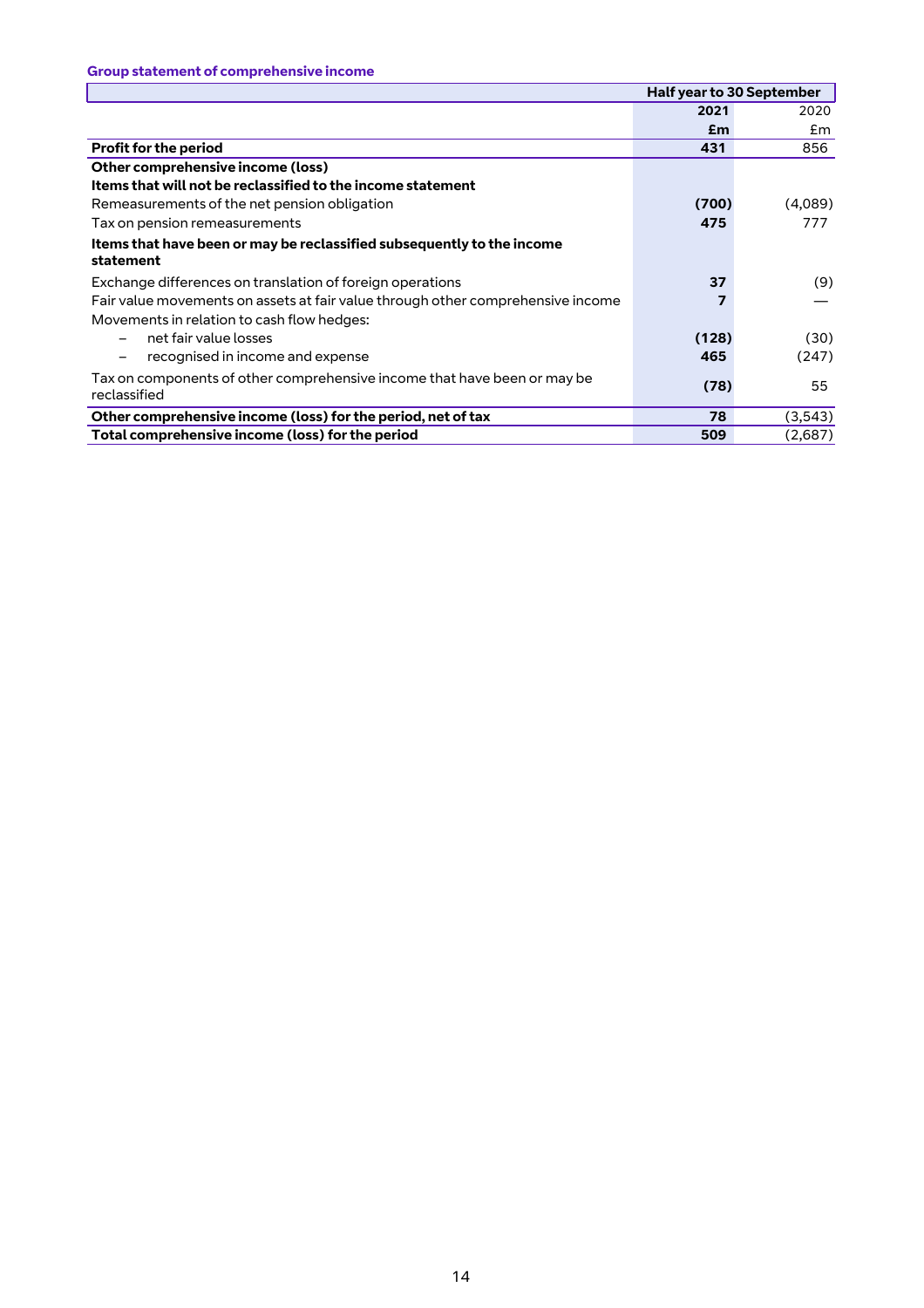### Group statement of comprehensive income

| | Half year to 30 September | |
|---|---|---|
| | **2021** | 2020 |
| | **£m** | £m |
| **Profit for the period** | **431** | 856 |
| **Other comprehensive income (loss)** | | |
| **Items that will not be reclassified to the income statement** | | |
| Remeasurements of the net pension obligation | **(700)** | (4,089) |
| Tax on pension remeasurements | **475** | 777 |
| **Items that have been or may be reclassified subsequently to the income statement** | | |
| Exchange differences on translation of foreign operations | **37** | (9) |
| Fair value movements on assets at fair value through other comprehensive income | **7** | — |
| Movements in relation to cash flow hedges: | | |
| – net fair value losses | **(128)** | (30) |
| – recognised in income and expense | **465** | (247) |
| Tax on components of other comprehensive income that have been or may be reclassified | **(78)** | 55 |
| **Other comprehensive income (loss) for the period, net of tax** | **78** | (3,543) |
| **Total comprehensive income (loss) for the period** | **509** | (2,687) |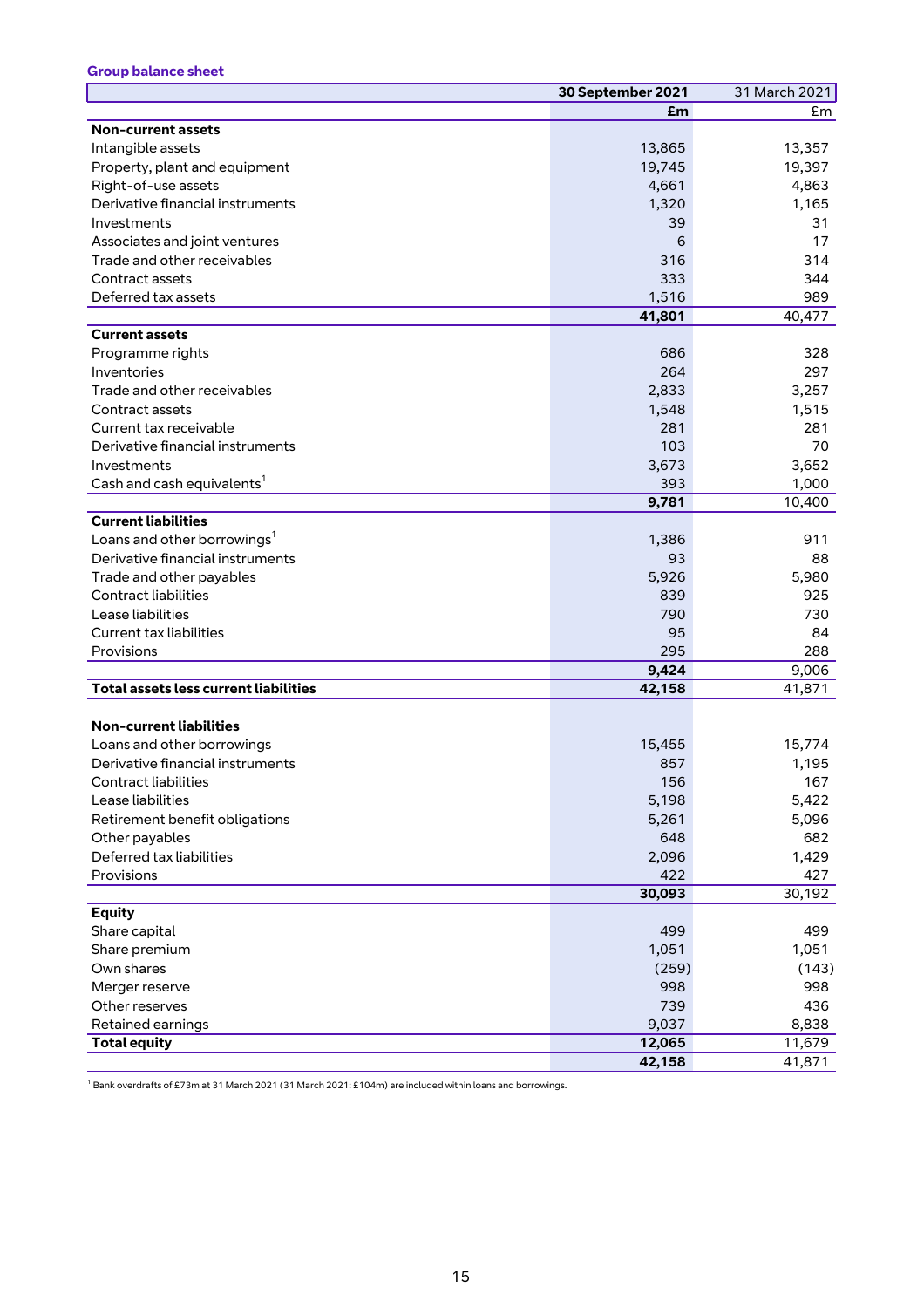**Group balance sheet**

| | 30 September 2021 | 31 March 2021 |
|---|---|---|
| | **£m** | £m |
| **Non-current assets** | | |
| Intangible assets | 13,865 | 13,357 |
| Property, plant and equipment | 19,745 | 19,397 |
| Right-of-use assets | 4,661 | 4,863 |
| Derivative financial instruments | 1,320 | 1,165 |
| Investments | 39 | 31 |
| Associates and joint ventures | 6 | 17 |
| Trade and other receivables | 316 | 314 |
| Contract assets | 333 | 344 |
| Deferred tax assets | 1,516 | 989 |
| | **41,801** | 40,477 |
| **Current assets** | | |
| Programme rights | 686 | 328 |
| Inventories | 264 | 297 |
| Trade and other receivables | 2,833 | 3,257 |
| Contract assets | 1,548 | 1,515 |
| Current tax receivable | 281 | 281 |
| Derivative financial instruments | 103 | 70 |
| Investments | 3,673 | 3,652 |
| Cash and cash equivalents[1] | 393 | 1,000 |
| | **9,781** | 10,400 |
| **Current liabilities** | | |
| Loans and other borrowings[1] | 1,386 | 911 |
| Derivative financial instruments | 93 | 88 |
| Trade and other payables | 5,926 | 5,980 |
| Contract liabilities | 839 | 925 |
| Lease liabilities | 790 | 730 |
| Current tax liabilities | 95 | 84 |
| Provisions | 295 | 288 |
| | **9,424** | 9,006 |
| **Total assets less current liabilities** | **42,158** | 41,871 |
| | | |
| **Non-current liabilities** | | |
| Loans and other borrowings | 15,455 | 15,774 |
| Derivative financial instruments | 857 | 1,195 |
| Contract liabilities | 156 | 167 |
| Lease liabilities | 5,198 | 5,422 |
| Retirement benefit obligations | 5,261 | 5,096 |
| Other payables | 648 | 682 |
| Deferred tax liabilities | 2,096 | 1,429 |
| Provisions | 422 | 427 |
| | **30,093** | 30,192 |
| **Equity** | | |
| Share capital | 499 | 499 |
| Share premium | 1,051 | 1,051 |
| Own shares | (259) | (143) |
| Merger reserve | 998 | 998 |
| Other reserves | 739 | 436 |
| Retained earnings | 9,037 | 8,838 |
| **Total equity** | **12,065** | 11,679 |
| | **42,158** | 41,871 |

[1] Bank overdrafts of £73m at 31 March 2021 (31 March 2021: £104m) are included within loans and borrowings.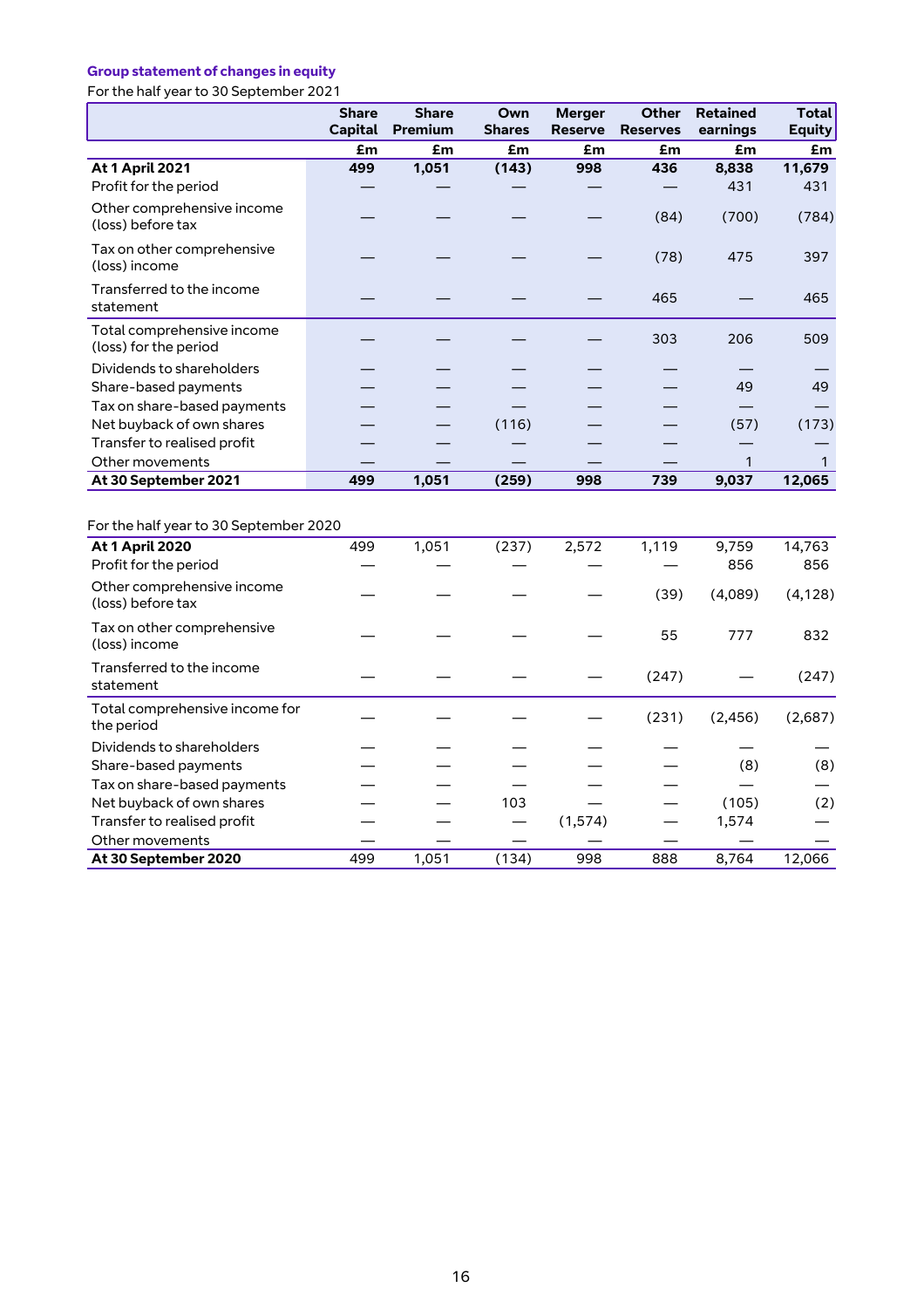**Group statement of changes in equity**

For the half year to 30 September 2021

| | Share Capital | Share Premium | Own Shares | Merger Reserve | Other Reserves | Retained earnings | Total Equity |
|---|---|---|---|---|---|---|---|
| | £m | £m | £m | £m | £m | £m | £m |
| **At 1 April 2021** | **499** | **1,051** | **(143)** | **998** | **436** | **8,838** | **11,679** |
| Profit for the period | — | — | — | — | — | 431 | 431 |
| Other comprehensive income (loss) before tax | — | — | — | — | (84) | (700) | (784) |
| Tax on other comprehensive (loss) income | — | — | — | — | (78) | 475 | 397 |
| Transferred to the income statement | — | — | — | — | 465 | — | 465 |
| Total comprehensive income (loss) for the period | — | — | — | — | 303 | 206 | 509 |
| Dividends to shareholders | — | — | — | — | — | — | — |
| Share-based payments | — | — | — | — | — | 49 | 49 |
| Tax on share-based payments | — | — | — | — | — | — | — |
| Net buyback of own shares | — | — | (116) | — | — | (57) | (173) |
| Transfer to realised profit | — | — | — | — | — | — | — |
| Other movements | — | — | — | — | — | 1 | 1 |
| **At 30 September 2021** | **499** | **1,051** | **(259)** | **998** | **739** | **9,037** | **12,065** |

For the half year to 30 September 2020

| | Share Capital | Share Premium | Own Shares | Merger Reserve | Other Reserves | Retained earnings | Total Equity |
|---|---|---|---|---|---|---|---|
| **At 1 April 2020** | 499 | 1,051 | (237) | 2,572 | 1,119 | 9,759 | 14,763 |
| Profit for the period | — | — | — | — | — | 856 | 856 |
| Other comprehensive income (loss) before tax | — | — | — | — | (39) | (4,089) | (4,128) |
| Tax on other comprehensive (loss) income | — | — | — | — | 55 | 777 | 832 |
| Transferred to the income statement | — | — | — | — | (247) | — | (247) |
| Total comprehensive income for the period | — | — | — | — | (231) | (2,456) | (2,687) |
| Dividends to shareholders | — | — | — | — | — | — | — |
| Share-based payments | — | — | — | — | — | (8) | (8) |
| Tax on share-based payments | — | — | — | — | — | — | — |
| Net buyback of own shares | — | — | 103 | — | — | (105) | (2) |
| Transfer to realised profit | — | — | — | (1,574) | — | 1,574 | — |
| Other movements | — | — | — | — | — | — | — |
| **At 30 September 2020** | 499 | 1,051 | (134) | 998 | 888 | 8,764 | 12,066 |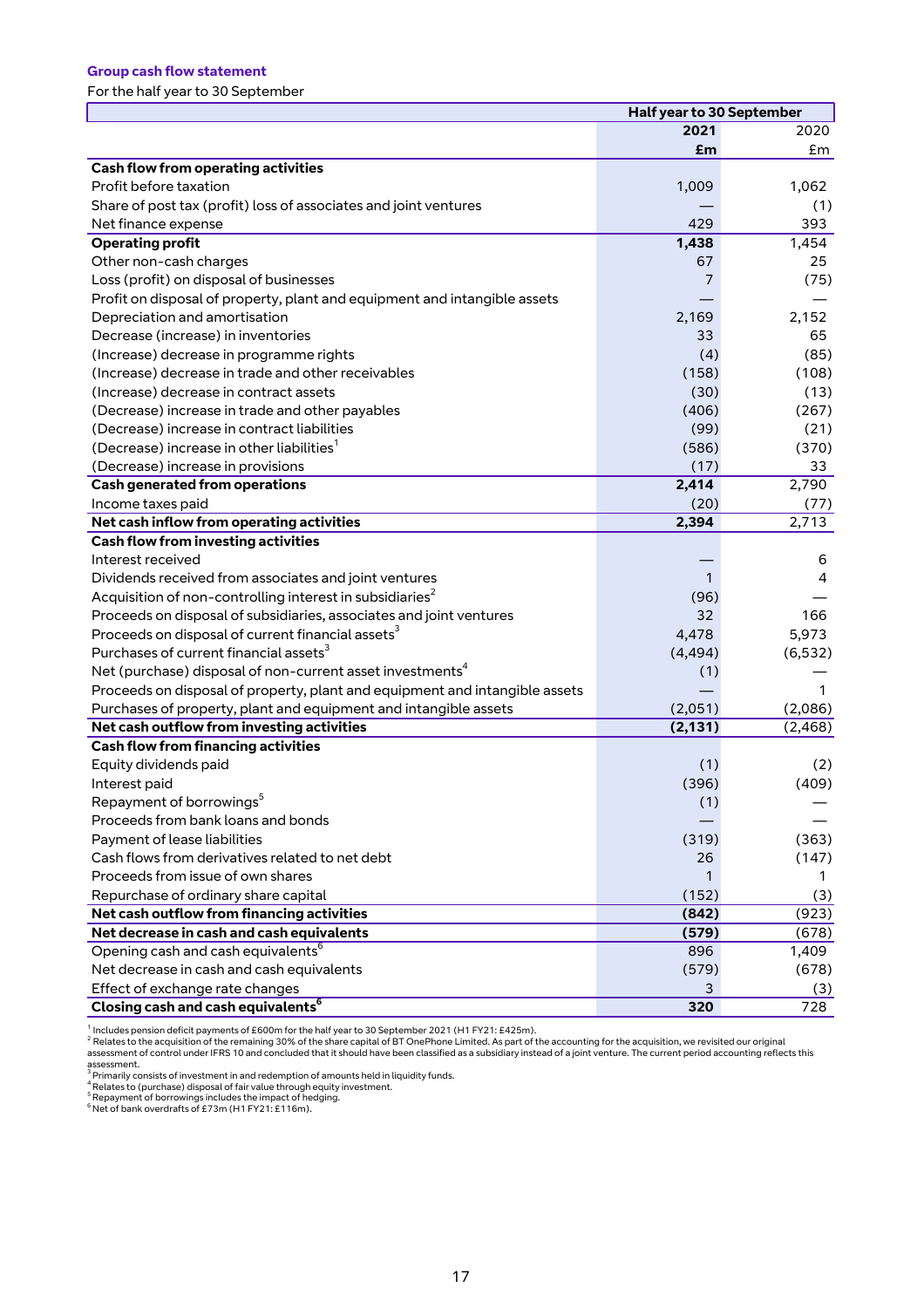**Group cash flow statement**

For the half year to 30 September

| | Half year to 30 September | |
|---|---|---|
| | **2021** | 2020 |
| | **£m** | £m |
| **Cash flow from operating activities** | | |
| Profit before taxation | 1,009 | 1,062 |
| Share of post tax (profit) loss of associates and joint ventures | — | (1) |
| Net finance expense | 429 | 393 |
| **Operating profit** | **1,438** | 1,454 |
| Other non-cash charges | 67 | 25 |
| Loss (profit) on disposal of businesses | 7 | (75) |
| Profit on disposal of property, plant and equipment and intangible assets | — | — |
| Depreciation and amortisation | 2,169 | 2,152 |
| Decrease (increase) in inventories | 33 | 65 |
| (Increase) decrease in programme rights | (4) | (85) |
| (Increase) decrease in trade and other receivables | (158) | (108) |
| (Increase) decrease in contract assets | (30) | (13) |
| (Decrease) increase in trade and other payables | (406) | (267) |
| (Decrease) increase in contract liabilities | (99) | (21) |
| (Decrease) increase in other liabilities[1] | (586) | (370) |
| (Decrease) increase in provisions | (17) | 33 |
| **Cash generated from operations** | **2,414** | 2,790 |
| Income taxes paid | (20) | (77) |
| **Net cash inflow from operating activities** | **2,394** | 2,713 |
| **Cash flow from investing activities** | | |
| Interest received | — | 6 |
| Dividends received from associates and joint ventures | 1 | 4 |
| Acquisition of non-controlling interest in subsidiaries[2] | (96) | — |
| Proceeds on disposal of subsidiaries, associates and joint ventures | 32 | 166 |
| Proceeds on disposal of current financial assets[3] | 4,478 | 5,973 |
| Purchases of current financial assets[3] | (4,494) | (6,532) |
| Net (purchase) disposal of non-current asset investments[4] | (1) | — |
| Proceeds on disposal of property, plant and equipment and intangible assets | — | 1 |
| Purchases of property, plant and equipment and intangible assets | (2,051) | (2,086) |
| **Net cash outflow from investing activities** | **(2,131)** | (2,468) |
| **Cash flow from financing activities** | | |
| Equity dividends paid | (1) | (2) |
| Interest paid | (396) | (409) |
| Repayment of borrowings[5] | (1) | — |
| Proceeds from bank loans and bonds | — | — |
| Payment of lease liabilities | (319) | (363) |
| Cash flows from derivatives related to net debt | 26 | (147) |
| Proceeds from issue of own shares | 1 | 1 |
| Repurchase of ordinary share capital | (152) | (3) |
| **Net cash outflow from financing activities** | **(842)** | (923) |
| **Net decrease in cash and cash equivalents** | **(579)** | (678) |
| Opening cash and cash equivalents[6] | 896 | 1,409 |
| Net decrease in cash and cash equivalents | (579) | (678) |
| Effect of exchange rate changes | 3 | (3) |
| **Closing cash and cash equivalents[6]** | **320** | 728 |

[1] Includes pension deficit payments of £600m for the half year to 30 September 2021 (H1 FY21: £425m).
[2] Relates to the acquisition of the remaining 30% of the share capital of BT OnePhone Limited. As part of the accounting for the acquisition, we revisited our original assessment of control under IFRS 10 and concluded that it should have been classified as a subsidiary instead of a joint venture. The current period accounting reflects this assessment.
[3] Primarily consists of investment in and redemption of amounts held in liquidity funds.
[4] Relates to (purchase) disposal of fair value through equity investment.
[5] Repayment of borrowings includes the impact of hedging.
[6] Net of bank overdrafts of £73m (H1 FY21: £116m).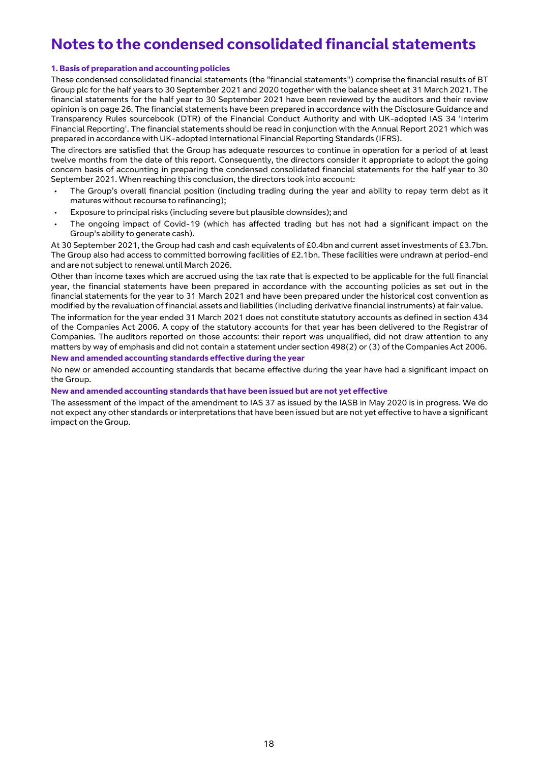# Notes to the condensed consolidated financial statements

### 1. Basis of preparation and accounting policies

These condensed consolidated financial statements (the "financial statements") comprise the financial results of BT Group plc for the half years to 30 September 2021 and 2020 together with the balance sheet at 31 March 2021. The financial statements for the half year to 30 September 2021 have been reviewed by the auditors and their review opinion is on page 26. The financial statements have been prepared in accordance with the Disclosure Guidance and Transparency Rules sourcebook (DTR) of the Financial Conduct Authority and with UK-adopted IAS 34 'Interim Financial Reporting'. The financial statements should be read in conjunction with the Annual Report 2021 which was prepared in accordance with UK-adopted International Financial Reporting Standards (IFRS).

The directors are satisfied that the Group has adequate resources to continue in operation for a period of at least twelve months from the date of this report. Consequently, the directors consider it appropriate to adopt the going concern basis of accounting in preparing the condensed consolidated financial statements for the half year to 30 September 2021. When reaching this conclusion, the directors took into account:

- The Group's overall financial position (including trading during the year and ability to repay term debt as it matures without recourse to refinancing);
- Exposure to principal risks (including severe but plausible downsides); and
- The ongoing impact of Covid-19 (which has affected trading but has not had a significant impact on the Group's ability to generate cash).

At 30 September 2021, the Group had cash and cash equivalents of £0.4bn and current asset investments of £3.7bn. The Group also had access to committed borrowing facilities of £2.1bn. These facilities were undrawn at period-end and are not subject to renewal until March 2026.

Other than income taxes which are accrued using the tax rate that is expected to be applicable for the full financial year, the financial statements have been prepared in accordance with the accounting policies as set out in the financial statements for the year to 31 March 2021 and have been prepared under the historical cost convention as modified by the revaluation of financial assets and liabilities (including derivative financial instruments) at fair value.

The information for the year ended 31 March 2021 does not constitute statutory accounts as defined in section 434 of the Companies Act 2006. A copy of the statutory accounts for that year has been delivered to the Registrar of Companies. The auditors reported on those accounts: their report was unqualified, did not draw attention to any matters by way of emphasis and did not contain a statement under section 498(2) or (3) of the Companies Act 2006.

#### New and amended accounting standards effective during the year

No new or amended accounting standards that became effective during the year have had a significant impact on the Group.

#### New and amended accounting standards that have been issued but are not yet effective

The assessment of the impact of the amendment to IAS 37 as issued by the IASB in May 2020 is in progress. We do not expect any other standards or interpretations that have been issued but are not yet effective to have a significant impact on the Group.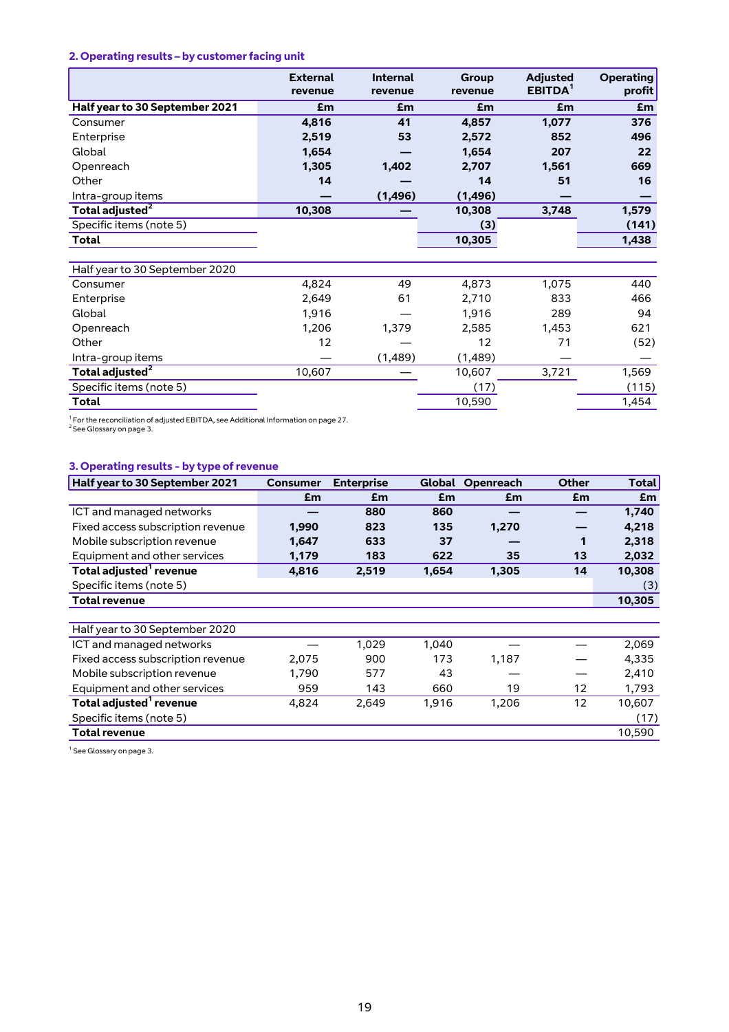### 2. Operating results – by customer facing unit

| | External revenue | Internal revenue | Group revenue | Adjusted EBITDA[1] | Operating profit |
|---|---|---|---|---|---|
| **Half year to 30 September 2021** | **£m** | **£m** | **£m** | **£m** | **£m** |
| Consumer | **4,816** | **41** | **4,857** | **1,077** | **376** |
| Enterprise | **2,519** | **53** | **2,572** | **852** | **496** |
| Global | **1,654** | **—** | **1,654** | **207** | **22** |
| Openreach | **1,305** | **1,402** | **2,707** | **1,561** | **669** |
| Other | **14** | **—** | **14** | **51** | **16** |
| Intra-group items | **—** | **(1,496)** | **(1,496)** | **—** | **—** |
| **Total adjusted[2]** | **10,308** | **—** | **10,308** | **3,748** | **1,579** |
| Specific items (note 5) | | | **(3)** | | **(141)** |
| **Total** | | | **10,305** | | **1,438** |
| | | | | | |
| Half year to 30 September 2020 | | | | | |
| Consumer | 4,824 | 49 | 4,873 | 1,075 | 440 |
| Enterprise | 2,649 | 61 | 2,710 | 833 | 466 |
| Global | 1,916 | — | 1,916 | 289 | 94 |
| Openreach | 1,206 | 1,379 | 2,585 | 1,453 | 621 |
| Other | 12 | — | 12 | 71 | (52) |
| Intra-group items | — | (1,489) | (1,489) | — | — |
| **Total adjusted[2]** | 10,607 | — | 10,607 | 3,721 | 1,569 |
| Specific items (note 5) | | | (17) | | (115) |
| **Total** | | | 10,590 | | 1,454 |

[1] For the reconciliation of adjusted EBITDA, see Additional Information on page 27.
[2] See Glossary on page 3.

### 3. Operating results - by type of revenue

| **Half year to 30 September 2021** | Consumer | Enterprise | Global | Openreach | Other | Total |
|---|---|---|---|---|---|---|
| | **£m** | **£m** | **£m** | **£m** | **£m** | **£m** |
| ICT and managed networks | **—** | **880** | **860** | **—** | **—** | **1,740** |
| Fixed access subscription revenue | **1,990** | **823** | **135** | **1,270** | **—** | **4,218** |
| Mobile subscription revenue | **1,647** | **633** | **37** | **—** | **1** | **2,318** |
| Equipment and other services | **1,179** | **183** | **622** | **35** | **13** | **2,032** |
| **Total adjusted[1] revenue** | **4,816** | **2,519** | **1,654** | **1,305** | **14** | **10,308** |
| Specific items (note 5) | | | | | | **(3)** |
| **Total revenue** | | | | | | **10,305** |
| | | | | | | |
| Half year to 30 September 2020 | | | | | | |
| ICT and managed networks | — | 1,029 | 1,040 | — | — | 2,069 |
| Fixed access subscription revenue | 2,075 | 900 | 173 | 1,187 | — | 4,335 |
| Mobile subscription revenue | 1,790 | 577 | 43 | — | — | 2,410 |
| Equipment and other services | 959 | 143 | 660 | 19 | 12 | 1,793 |
| **Total adjusted[1] revenue** | 4,824 | 2,649 | 1,916 | 1,206 | 12 | 10,607 |
| Specific items (note 5) | | | | | | (17) |
| **Total revenue** | | | | | | 10,590 |

[1] See Glossary on page 3.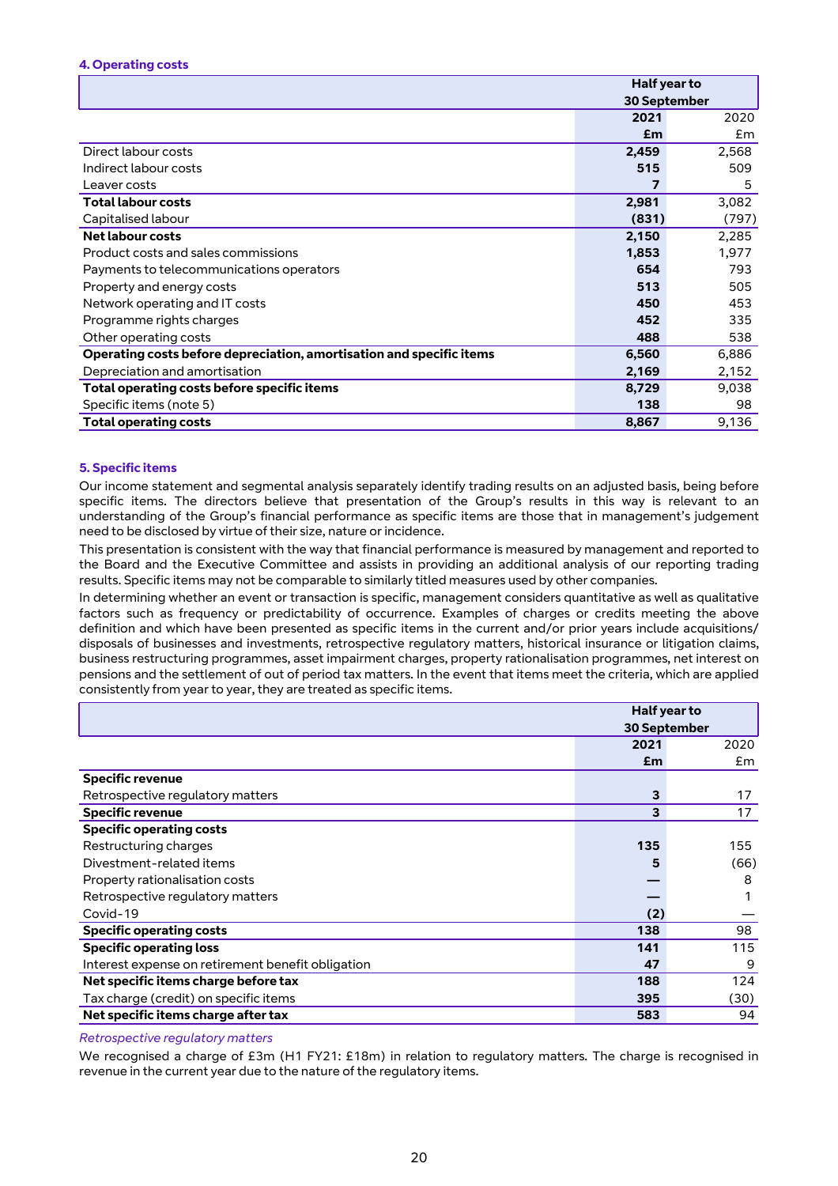#### 4. Operating costs

| | Half year to 30 September | |
|---|---|---|
| | **2021** | 2020 |
| | **£m** | £m |
| Direct labour costs | **2,459** | 2,568 |
| Indirect labour costs | **515** | 509 |
| Leaver costs | **7** | 5 |
| **Total labour costs** | **2,981** | 3,082 |
| Capitalised labour | **(831)** | (797) |
| **Net labour costs** | **2,150** | 2,285 |
| Product costs and sales commissions | **1,853** | 1,977 |
| Payments to telecommunications operators | **654** | 793 |
| Property and energy costs | **513** | 505 |
| Network operating and IT costs | **450** | 453 |
| Programme rights charges | **452** | 335 |
| Other operating costs | **488** | 538 |
| **Operating costs before depreciation, amortisation and specific items** | **6,560** | 6,886 |
| Depreciation and amortisation | **2,169** | 2,152 |
| **Total operating costs before specific items** | **8,729** | 9,038 |
| Specific items (note 5) | **138** | 98 |
| **Total operating costs** | **8,867** | 9,136 |

#### 5. Specific items

Our income statement and segmental analysis separately identify trading results on an adjusted basis, being before specific items. The directors believe that presentation of the Group's results in this way is relevant to an understanding of the Group's financial performance as specific items are those that in management's judgement need to be disclosed by virtue of their size, nature or incidence.

This presentation is consistent with the way that financial performance is measured by management and reported to the Board and the Executive Committee and assists in providing an additional analysis of our reporting trading results. Specific items may not be comparable to similarly titled measures used by other companies.

In determining whether an event or transaction is specific, management considers quantitative as well as qualitative factors such as frequency or predictability of occurrence. Examples of charges or credits meeting the above definition and which have been presented as specific items in the current and/or prior years include acquisitions/disposals of businesses and investments, retrospective regulatory matters, historical insurance or litigation claims, business restructuring programmes, asset impairment charges, property rationalisation programmes, net interest on pensions and the settlement of out of period tax matters. In the event that items meet the criteria, which are applied consistently from year to year, they are treated as specific items.

| | Half year to 30 September | |
|---|---|---|
| | **2021** | 2020 |
| | **£m** | £m |
| **Specific revenue** | | |
| Retrospective regulatory matters | **3** | 17 |
| **Specific revenue** | **3** | 17 |
| **Specific operating costs** | | |
| Restructuring charges | **135** | 155 |
| Divestment-related items | **5** | (66) |
| Property rationalisation costs | **—** | 8 |
| Retrospective regulatory matters | **—** | 1 |
| Covid-19 | **(2)** | — |
| **Specific operating costs** | **138** | 98 |
| **Specific operating loss** | **141** | 115 |
| Interest expense on retirement benefit obligation | **47** | 9 |
| **Net specific items charge before tax** | **188** | 124 |
| Tax charge (credit) on specific items | **395** | (30) |
| **Net specific items charge after tax** | **583** | 94 |

*Retrospective regulatory matters*

We recognised a charge of £3m (H1 FY21: £18m) in relation to regulatory matters. The charge is recognised in revenue in the current year due to the nature of the regulatory items.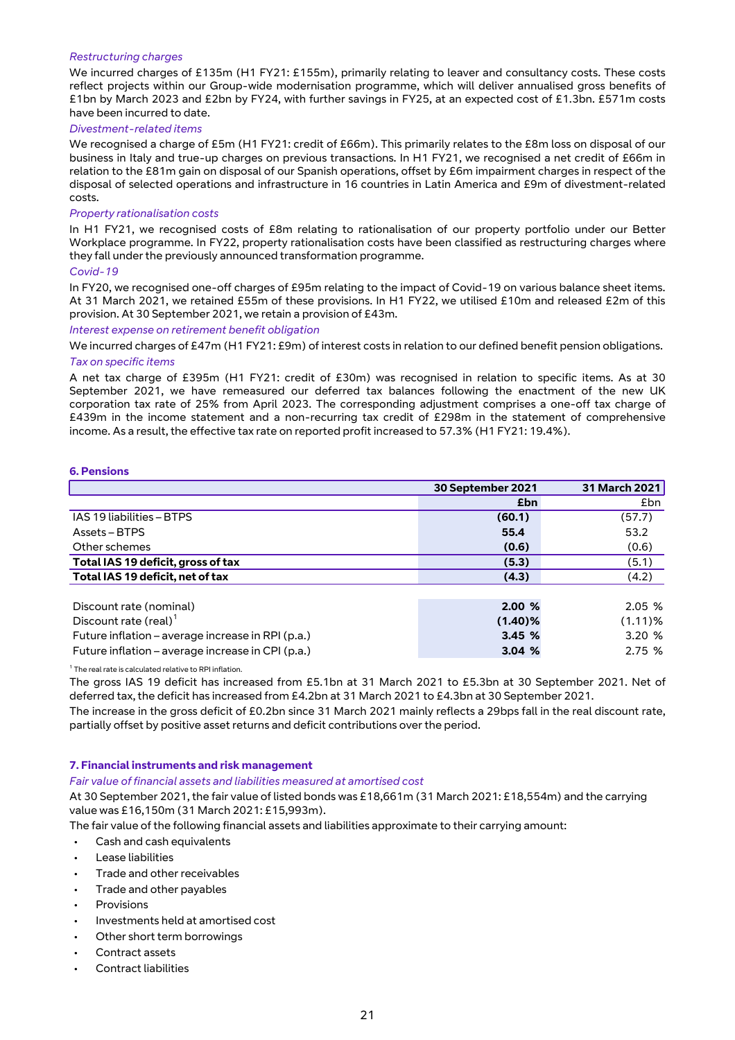*Restructuring charges*

We incurred charges of £135m (H1 FY21: £155m), primarily relating to leaver and consultancy costs. These costs reflect projects within our Group-wide modernisation programme, which will deliver annualised gross benefits of £1bn by March 2023 and £2bn by FY24, with further savings in FY25, at an expected cost of £1.3bn. £571m costs have been incurred to date.

*Divestment-related items*

We recognised a charge of £5m (H1 FY21: credit of £66m). This primarily relates to the £8m loss on disposal of our business in Italy and true-up charges on previous transactions. In H1 FY21, we recognised a net credit of £66m in relation to the £81m gain on disposal of our Spanish operations, offset by £6m impairment charges in respect of the disposal of selected operations and infrastructure in 16 countries in Latin America and £9m of divestment-related costs.

*Property rationalisation costs*

In H1 FY21, we recognised costs of £8m relating to rationalisation of our property portfolio under our Better Workplace programme. In FY22, property rationalisation costs have been classified as restructuring charges where they fall under the previously announced transformation programme.

*Covid-19*

In FY20, we recognised one-off charges of £95m relating to the impact of Covid-19 on various balance sheet items. At 31 March 2021, we retained £55m of these provisions. In H1 FY22, we utilised £10m and released £2m of this provision. At 30 September 2021, we retain a provision of £43m.

*Interest expense on retirement benefit obligation*

We incurred charges of £47m (H1 FY21: £9m) of interest costs in relation to our defined benefit pension obligations.

*Tax on specific items*

A net tax charge of £395m (H1 FY21: credit of £30m) was recognised in relation to specific items. As at 30 September 2021, we have remeasured our deferred tax balances following the enactment of the new UK corporation tax rate of 25% from April 2023. The corresponding adjustment comprises a one-off tax charge of £439m in the income statement and a non-recurring tax credit of £298m in the statement of comprehensive income. As a result, the effective tax rate on reported profit increased to 57.3% (H1 FY21: 19.4%).

## 6. Pensions

| | 30 September 2021 | 31 March 2021 |
|---|---|---|
| | £bn | £bn |
| IAS 19 liabilities – BTPS | (60.1) | (57.7) |
| Assets – BTPS | 55.4 | 53.2 |
| Other schemes | (0.6) | (0.6) |
| **Total IAS 19 deficit, gross of tax** | **(5.3)** | (5.1) |
| **Total IAS 19 deficit, net of tax** | **(4.3)** | (4.2) |
| | | |
| Discount rate (nominal) | 2.00 % | 2.05 % |
| Discount rate (real)[1] | (1.40)% | (1.11)% |
| Future inflation – average increase in RPI (p.a.) | 3.45 % | 3.20 % |
| Future inflation – average increase in CPI (p.a.) | 3.04 % | 2.75 % |

[1] The real rate is calculated relative to RPI inflation.

The gross IAS 19 deficit has increased from £5.1bn at 31 March 2021 to £5.3bn at 30 September 2021. Net of deferred tax, the deficit has increased from £4.2bn at 31 March 2021 to £4.3bn at 30 September 2021.

The increase in the gross deficit of £0.2bn since 31 March 2021 mainly reflects a 29bps fall in the real discount rate, partially offset by positive asset returns and deficit contributions over the period.

## 7. Financial instruments and risk management

*Fair value of financial assets and liabilities measured at amortised cost*

At 30 September 2021, the fair value of listed bonds was £18,661m (31 March 2021: £18,554m) and the carrying value was £16,150m (31 March 2021: £15,993m).

The fair value of the following financial assets and liabilities approximate to their carrying amount:

- Cash and cash equivalents
- Lease liabilities
- Trade and other receivables
- Trade and other payables
- Provisions
- Investments held at amortised cost
- Other short term borrowings
- Contract assets
- Contract liabilities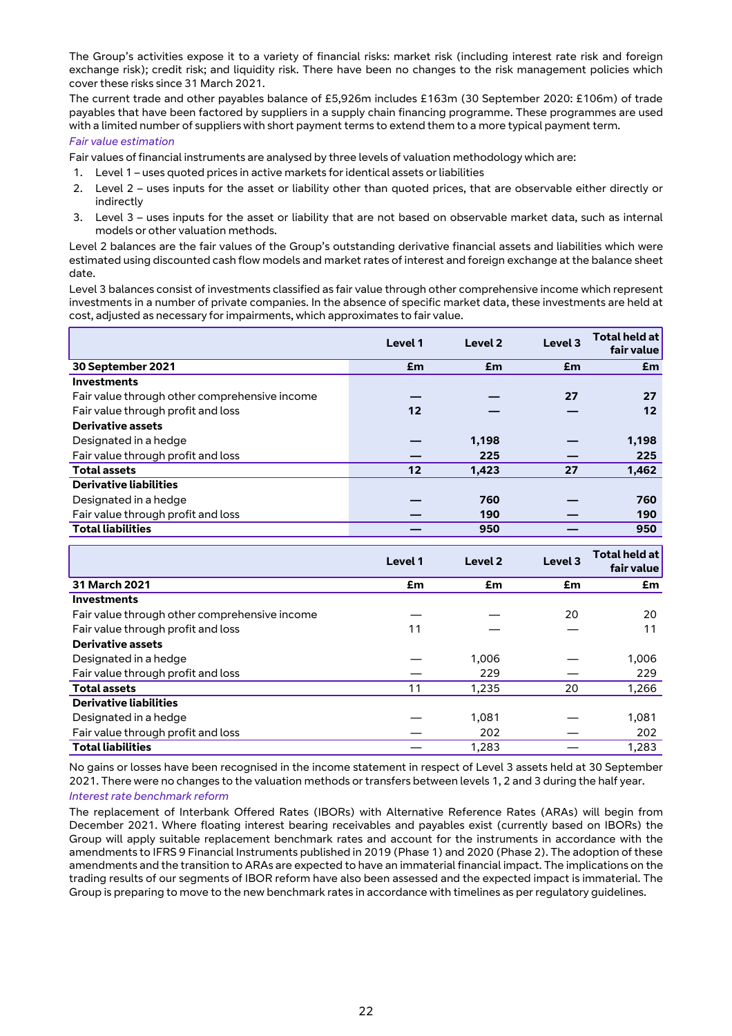The Group's activities expose it to a variety of financial risks: market risk (including interest rate risk and foreign exchange risk); credit risk; and liquidity risk. There have been no changes to the risk management policies which cover these risks since 31 March 2021.

The current trade and other payables balance of £5,926m includes £163m (30 September 2020: £106m) of trade payables that have been factored by suppliers in a supply chain financing programme. These programmes are used with a limited number of suppliers with short payment terms to extend them to a more typical payment term.

*Fair value estimation*

Fair values of financial instruments are analysed by three levels of valuation methodology which are:

1. Level 1 – uses quoted prices in active markets for identical assets or liabilities
2. Level 2 – uses inputs for the asset or liability other than quoted prices, that are observable either directly or indirectly
3. Level 3 – uses inputs for the asset or liability that are not based on observable market data, such as internal models or other valuation methods.

Level 2 balances are the fair values of the Group's outstanding derivative financial assets and liabilities which were estimated using discounted cash flow models and market rates of interest and foreign exchange at the balance sheet date.

Level 3 balances consist of investments classified as fair value through other comprehensive income which represent investments in a number of private companies. In the absence of specific market data, these investments are held at cost, adjusted as necessary for impairments, which approximates to fair value.

| | Level 1 | Level 2 | Level 3 | Total held at fair value |
|---|---|---|---|---|
| **30 September 2021** | **£m** | **£m** | **£m** | **£m** |
| **Investments** | | | | |
| Fair value through other comprehensive income | **—** | **—** | **27** | **27** |
| Fair value through profit and loss | **12** | **—** | **—** | **12** |
| **Derivative assets** | | | | |
| Designated in a hedge | **—** | **1,198** | **—** | **1,198** |
| Fair value through profit and loss | **—** | **225** | **—** | **225** |
| **Total assets** | **12** | **1,423** | **27** | **1,462** |
| **Derivative liabilities** | | | | |
| Designated in a hedge | **—** | **760** | **—** | **760** |
| Fair value through profit and loss | **—** | **190** | **—** | **190** |
| **Total liabilities** | **—** | **950** | **—** | **950** |

| | Level 1 | Level 2 | Level 3 | Total held at fair value |
|---|---|---|---|---|
| **31 March 2021** | **£m** | **£m** | **£m** | **£m** |
| **Investments** | | | | |
| Fair value through other comprehensive income | — | — | 20 | 20 |
| Fair value through profit and loss | 11 | — | — | 11 |
| **Derivative assets** | | | | |
| Designated in a hedge | — | 1,006 | — | 1,006 |
| Fair value through profit and loss | — | 229 | — | 229 |
| **Total assets** | 11 | 1,235 | 20 | 1,266 |
| **Derivative liabilities** | | | | |
| Designated in a hedge | — | 1,081 | — | 1,081 |
| Fair value through profit and loss | — | 202 | — | 202 |
| **Total liabilities** | — | 1,283 | — | 1,283 |

No gains or losses have been recognised in the income statement in respect of Level 3 assets held at 30 September 2021. There were no changes to the valuation methods or transfers between levels 1, 2 and 3 during the half year.

*Interest rate benchmark reform*

The replacement of Interbank Offered Rates (IBORs) with Alternative Reference Rates (ARAs) will begin from December 2021. Where floating interest bearing receivables and payables exist (currently based on IBORs) the Group will apply suitable replacement benchmark rates and account for the instruments in accordance with the amendments to IFRS 9 Financial Instruments published in 2019 (Phase 1) and 2020 (Phase 2). The adoption of these amendments and the transition to ARAs are expected to have an immaterial financial impact. The implications on the trading results of our segments of IBOR reform have also been assessed and the expected impact is immaterial. The Group is preparing to move to the new benchmark rates in accordance with timelines as per regulatory guidelines.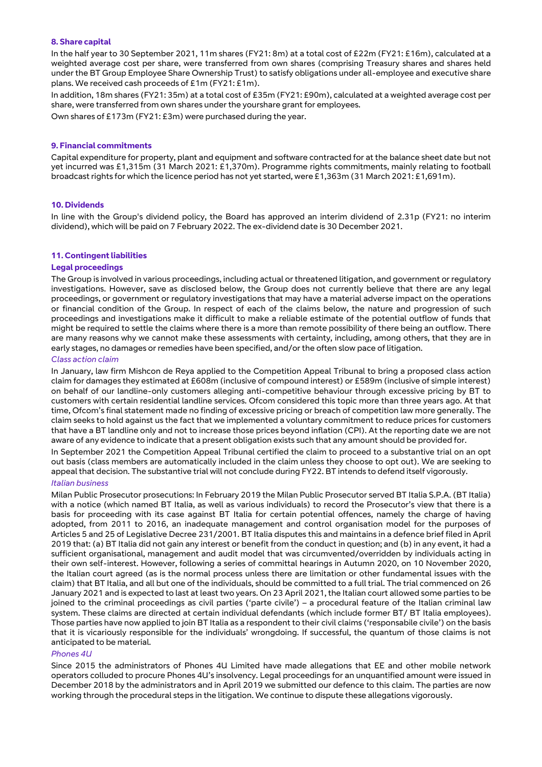### 8. Share capital

In the half year to 30 September 2021, 11m shares (FY21: 8m) at a total cost of £22m (FY21: £16m), calculated at a weighted average cost per share, were transferred from own shares (comprising Treasury shares and shares held under the BT Group Employee Share Ownership Trust) to satisfy obligations under all-employee and executive share plans. We received cash proceeds of £1m (FY21: £1m).

In addition, 18m shares (FY21: 35m) at a total cost of £35m (FY21: £90m), calculated at a weighted average cost per share, were transferred from own shares under the yourshare grant for employees.

Own shares of £173m (FY21: £3m) were purchased during the year.

### 9. Financial commitments

Capital expenditure for property, plant and equipment and software contracted for at the balance sheet date but not yet incurred was £1,315m (31 March 2021: £1,370m). Programme rights commitments, mainly relating to football broadcast rights for which the licence period has not yet started, were £1,363m (31 March 2021: £1,691m).

### 10. Dividends

In line with the Group's dividend policy, the Board has approved an interim dividend of 2.31p (FY21: no interim dividend), which will be paid on 7 February 2022. The ex-dividend date is 30 December 2021.

### 11. Contingent liabilities

**Legal proceedings**

The Group is involved in various proceedings, including actual or threatened litigation, and government or regulatory investigations. However, save as disclosed below, the Group does not currently believe that there are any legal proceedings, or government or regulatory investigations that may have a material adverse impact on the operations or financial condition of the Group. In respect of each of the claims below, the nature and progression of such proceedings and investigations make it difficult to make a reliable estimate of the potential outflow of funds that might be required to settle the claims where there is a more than remote possibility of there being an outflow. There are many reasons why we cannot make these assessments with certainty, including, among others, that they are in early stages, no damages or remedies have been specified, and/or the often slow pace of litigation.

*Class action claim*

In January, law firm Mishcon de Reya applied to the Competition Appeal Tribunal to bring a proposed class action claim for damages they estimated at £608m (inclusive of compound interest) or £589m (inclusive of simple interest) on behalf of our landline-only customers alleging anti-competitive behaviour through excessive pricing by BT to customers with certain residential landline services. Ofcom considered this topic more than three years ago. At that time, Ofcom's final statement made no finding of excessive pricing or breach of competition law more generally. The claim seeks to hold against us the fact that we implemented a voluntary commitment to reduce prices for customers that have a BT landline only and not to increase those prices beyond inflation (CPI). At the reporting date we are not aware of any evidence to indicate that a present obligation exists such that any amount should be provided for.

In September 2021 the Competition Appeal Tribunal certified the claim to proceed to a substantive trial on an opt out basis (class members are automatically included in the claim unless they choose to opt out). We are seeking to appeal that decision. The substantive trial will not conclude during FY22. BT intends to defend itself vigorously.

*Italian business*

Milan Public Prosecutor prosecutions: In February 2019 the Milan Public Prosecutor served BT Italia S.P.A. (BT Italia) with a notice (which named BT Italia, as well as various individuals) to record the Prosecutor's view that there is a basis for proceeding with its case against BT Italia for certain potential offences, namely the charge of having adopted, from 2011 to 2016, an inadequate management and control organisation model for the purposes of Articles 5 and 25 of Legislative Decree 231/2001. BT Italia disputes this and maintains in a defence brief filed in April 2019 that: (a) BT Italia did not gain any interest or benefit from the conduct in question; and (b) in any event, it had a sufficient organisational, management and audit model that was circumvented/overridden by individuals acting in their own self-interest. However, following a series of committal hearings in Autumn 2020, on 10 November 2020, the Italian court agreed (as is the normal process unless there are limitation or other fundamental issues with the claim) that BT Italia, and all but one of the individuals, should be committed to a full trial. The trial commenced on 26 January 2021 and is expected to last at least two years. On 23 April 2021, the Italian court allowed some parties to be joined to the criminal proceedings as civil parties ('parte civile') – a procedural feature of the Italian criminal law system. These claims are directed at certain individual defendants (which include former BT/ BT Italia employees). Those parties have now applied to join BT Italia as a respondent to their civil claims ('responsabile civile') on the basis that it is vicariously responsible for the individuals' wrongdoing. If successful, the quantum of those claims is not anticipated to be material.

*Phones 4U*

Since 2015 the administrators of Phones 4U Limited have made allegations that EE and other mobile network operators colluded to procure Phones 4U's insolvency. Legal proceedings for an unquantified amount were issued in December 2018 by the administrators and in April 2019 we submitted our defence to this claim. The parties are now working through the procedural steps in the litigation. We continue to dispute these allegations vigorously.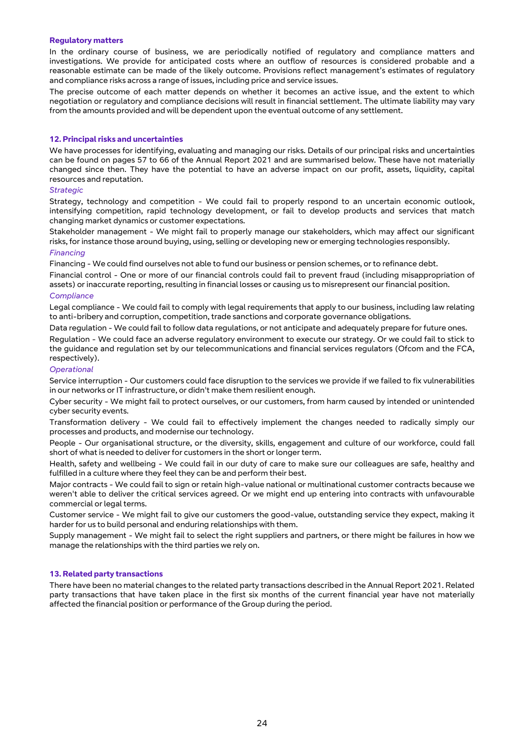### Regulatory matters

In the ordinary course of business, we are periodically notified of regulatory and compliance matters and investigations. We provide for anticipated costs where an outflow of resources is considered probable and a reasonable estimate can be made of the likely outcome. Provisions reflect management's estimates of regulatory and compliance risks across a range of issues, including price and service issues.

The precise outcome of each matter depends on whether it becomes an active issue, and the extent to which negotiation or regulatory and compliance decisions will result in financial settlement. The ultimate liability may vary from the amounts provided and will be dependent upon the eventual outcome of any settlement.

## 12. Principal risks and uncertainties

We have processes for identifying, evaluating and managing our risks. Details of our principal risks and uncertainties can be found on pages 57 to 66 of the Annual Report 2021 and are summarised below. These have not materially changed since then. They have the potential to have an adverse impact on our profit, assets, liquidity, capital resources and reputation.

*Strategic*

Strategy, technology and competition - We could fail to properly respond to an uncertain economic outlook, intensifying competition, rapid technology development, or fail to develop products and services that match changing market dynamics or customer expectations.

Stakeholder management - We might fail to properly manage our stakeholders, which may affect our significant risks, for instance those around buying, using, selling or developing new or emerging technologies responsibly.

*Financing*

Financing - We could find ourselves not able to fund our business or pension schemes, or to refinance debt.

Financial control - One or more of our financial controls could fail to prevent fraud (including misappropriation of assets) or inaccurate reporting, resulting in financial losses or causing us to misrepresent our financial position.

*Compliance*

Legal compliance - We could fail to comply with legal requirements that apply to our business, including law relating to anti-bribery and corruption, competition, trade sanctions and corporate governance obligations.

Data regulation - We could fail to follow data regulations, or not anticipate and adequately prepare for future ones.

Regulation - We could face an adverse regulatory environment to execute our strategy. Or we could fail to stick to the guidance and regulation set by our telecommunications and financial services regulators (Ofcom and the FCA, respectively).

*Operational*

Service interruption - Our customers could face disruption to the services we provide if we failed to fix vulnerabilities in our networks or IT infrastructure, or didn't make them resilient enough.

Cyber security - We might fail to protect ourselves, or our customers, from harm caused by intended or unintended cyber security events.

Transformation delivery - We could fail to effectively implement the changes needed to radically simply our processes and products, and modernise our technology.

People - Our organisational structure, or the diversity, skills, engagement and culture of our workforce, could fall short of what is needed to deliver for customers in the short or longer term.

Health, safety and wellbeing - We could fail in our duty of care to make sure our colleagues are safe, healthy and fulfilled in a culture where they feel they can be and perform their best.

Major contracts - We could fail to sign or retain high-value national or multinational customer contracts because we weren't able to deliver the critical services agreed. Or we might end up entering into contracts with unfavourable commercial or legal terms.

Customer service - We might fail to give our customers the good-value, outstanding service they expect, making it harder for us to build personal and enduring relationships with them.

Supply management - We might fail to select the right suppliers and partners, or there might be failures in how we manage the relationships with the third parties we rely on.

## 13. Related party transactions

There have been no material changes to the related party transactions described in the Annual Report 2021. Related party transactions that have taken place in the first six months of the current financial year have not materially affected the financial position or performance of the Group during the period.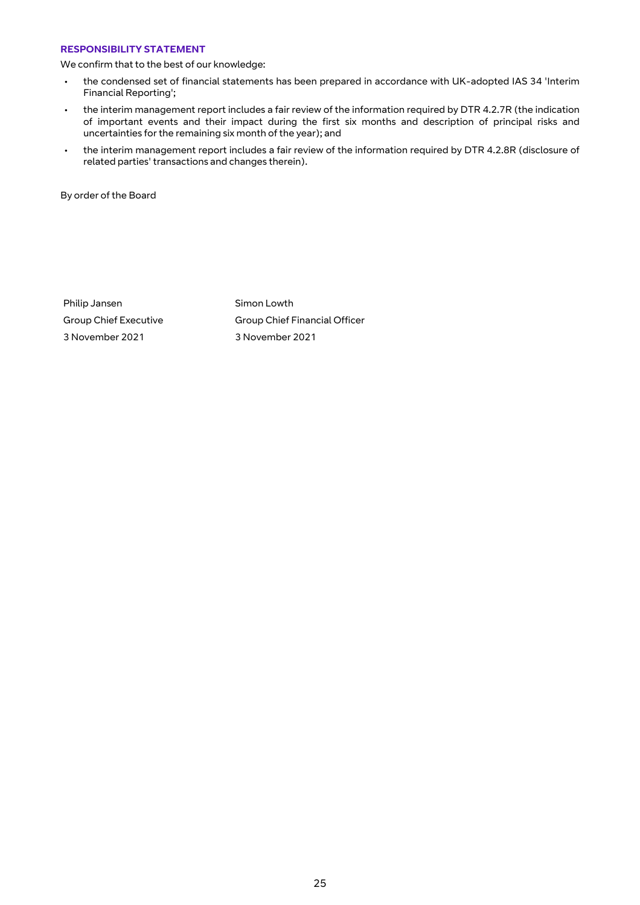## RESPONSIBILITY STATEMENT

We confirm that to the best of our knowledge:

- the condensed set of financial statements has been prepared in accordance with UK-adopted IAS 34 'Interim Financial Reporting';
- the interim management report includes a fair review of the information required by DTR 4.2.7R (the indication of important events and their impact during the first six months and description of principal risks and uncertainties for the remaining six month of the year); and
- the interim management report includes a fair review of the information required by DTR 4.2.8R (disclosure of related parties' transactions and changes therein).

By order of the Board

| | |
|---|---|
| Philip Jansen | Simon Lowth |
| Group Chief Executive | Group Chief Financial Officer |
| 3 November 2021 | 3 November 2021 |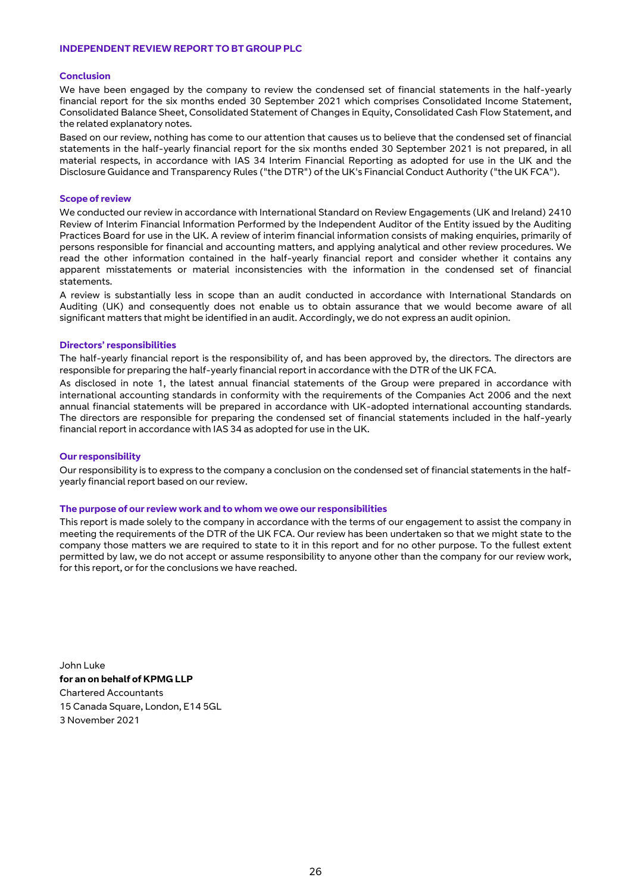# INDEPENDENT REVIEW REPORT TO BT GROUP PLC

## Conclusion

We have been engaged by the company to review the condensed set of financial statements in the half-yearly financial report for the six months ended 30 September 2021 which comprises Consolidated Income Statement, Consolidated Balance Sheet, Consolidated Statement of Changes in Equity, Consolidated Cash Flow Statement, and the related explanatory notes.

Based on our review, nothing has come to our attention that causes us to believe that the condensed set of financial statements in the half-yearly financial report for the six months ended 30 September 2021 is not prepared, in all material respects, in accordance with IAS 34 Interim Financial Reporting as adopted for use in the UK and the Disclosure Guidance and Transparency Rules ("the DTR") of the UK's Financial Conduct Authority ("the UK FCA").

## Scope of review

We conducted our review in accordance with International Standard on Review Engagements (UK and Ireland) 2410 Review of Interim Financial Information Performed by the Independent Auditor of the Entity issued by the Auditing Practices Board for use in the UK. A review of interim financial information consists of making enquiries, primarily of persons responsible for financial and accounting matters, and applying analytical and other review procedures. We read the other information contained in the half-yearly financial report and consider whether it contains any apparent misstatements or material inconsistencies with the information in the condensed set of financial statements.

A review is substantially less in scope than an audit conducted in accordance with International Standards on Auditing (UK) and consequently does not enable us to obtain assurance that we would become aware of all significant matters that might be identified in an audit. Accordingly, we do not express an audit opinion.

## Directors' responsibilities

The half-yearly financial report is the responsibility of, and has been approved by, the directors. The directors are responsible for preparing the half-yearly financial report in accordance with the DTR of the UK FCA.

As disclosed in note 1, the latest annual financial statements of the Group were prepared in accordance with international accounting standards in conformity with the requirements of the Companies Act 2006 and the next annual financial statements will be prepared in accordance with UK-adopted international accounting standards. The directors are responsible for preparing the condensed set of financial statements included in the half-yearly financial report in accordance with IAS 34 as adopted for use in the UK.

## Our responsibility

Our responsibility is to express to the company a conclusion on the condensed set of financial statements in the half-yearly financial report based on our review.

## The purpose of our review work and to whom we owe our responsibilities

This report is made solely to the company in accordance with the terms of our engagement to assist the company in meeting the requirements of the DTR of the UK FCA. Our review has been undertaken so that we might state to the company those matters we are required to state to it in this report and for no other purpose. To the fullest extent permitted by law, we do not accept or assume responsibility to anyone other than the company for our review work, for this report, or for the conclusions we have reached.

John Luke
**for an on behalf of KPMG LLP**
Chartered Accountants
15 Canada Square, London, E14 5GL
3 November 2021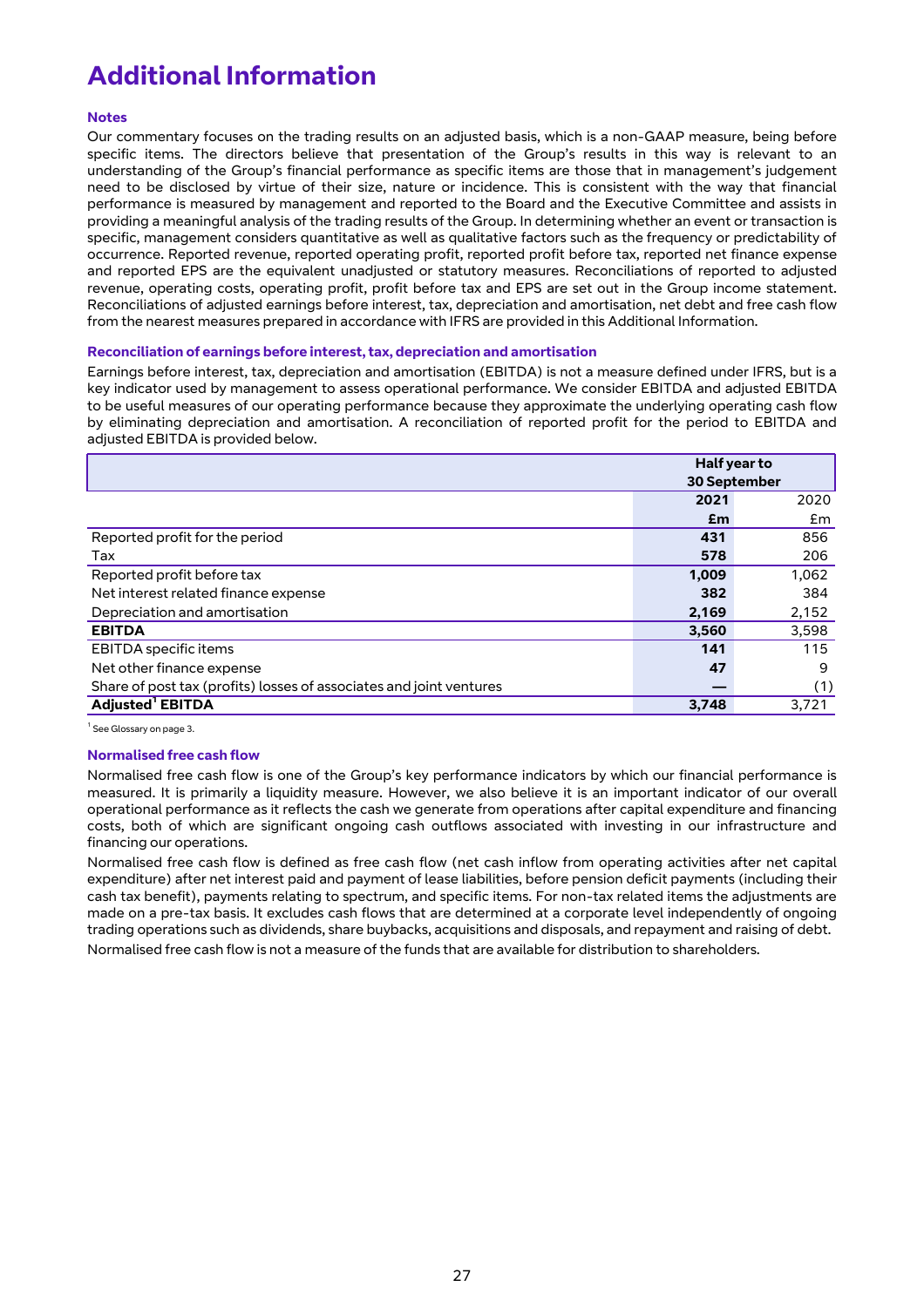# Additional Information

### Notes

Our commentary focuses on the trading results on an adjusted basis, which is a non-GAAP measure, being before specific items. The directors believe that presentation of the Group's results in this way is relevant to an understanding of the Group's financial performance as specific items are those that in management's judgement need to be disclosed by virtue of their size, nature or incidence. This is consistent with the way that financial performance is measured by management and reported to the Board and the Executive Committee and assists in providing a meaningful analysis of the trading results of the Group. In determining whether an event or transaction is specific, management considers quantitative as well as qualitative factors such as the frequency or predictability of occurrence. Reported revenue, reported operating profit, reported profit before tax, reported net finance expense and reported EPS are the equivalent unadjusted or statutory measures. Reconciliations of reported to adjusted revenue, operating costs, operating profit, profit before tax and EPS are set out in the Group income statement. Reconciliations of adjusted earnings before interest, tax, depreciation and amortisation, net debt and free cash flow from the nearest measures prepared in accordance with IFRS are provided in this Additional Information.

### Reconciliation of earnings before interest, tax, depreciation and amortisation

Earnings before interest, tax, depreciation and amortisation (EBITDA) is not a measure defined under IFRS, but is a key indicator used by management to assess operational performance. We consider EBITDA and adjusted EBITDA to be useful measures of our operating performance because they approximate the underlying operating cash flow by eliminating depreciation and amortisation. A reconciliation of reported profit for the period to EBITDA and adjusted EBITDA is provided below.

| | **Half year to 30 September** | |
|---|---|---|
| | **2021** | 2020 |
| | **£m** | £m |
| Reported profit for the period | **431** | 856 |
| Tax | **578** | 206 |
| Reported profit before tax | **1,009** | 1,062 |
| Net interest related finance expense | **382** | 384 |
| Depreciation and amortisation | **2,169** | 2,152 |
| **EBITDA** | **3,560** | 3,598 |
| EBITDA specific items | **141** | 115 |
| Net other finance expense | **47** | 9 |
| Share of post tax (profits) losses of associates and joint ventures | **—** | (1) |
| **Adjusted[1] EBITDA** | **3,748** | 3,721 |

[1] See Glossary on page 3.

### Normalised free cash flow

Normalised free cash flow is one of the Group's key performance indicators by which our financial performance is measured. It is primarily a liquidity measure. However, we also believe it is an important indicator of our overall operational performance as it reflects the cash we generate from operations after capital expenditure and financing costs, both of which are significant ongoing cash outflows associated with investing in our infrastructure and financing our operations.

Normalised free cash flow is defined as free cash flow (net cash inflow from operating activities after net capital expenditure) after net interest paid and payment of lease liabilities, before pension deficit payments (including their cash tax benefit), payments relating to spectrum, and specific items. For non-tax related items the adjustments are made on a pre-tax basis. It excludes cash flows that are determined at a corporate level independently of ongoing trading operations such as dividends, share buybacks, acquisitions and disposals, and repayment and raising of debt.

Normalised free cash flow is not a measure of the funds that are available for distribution to shareholders.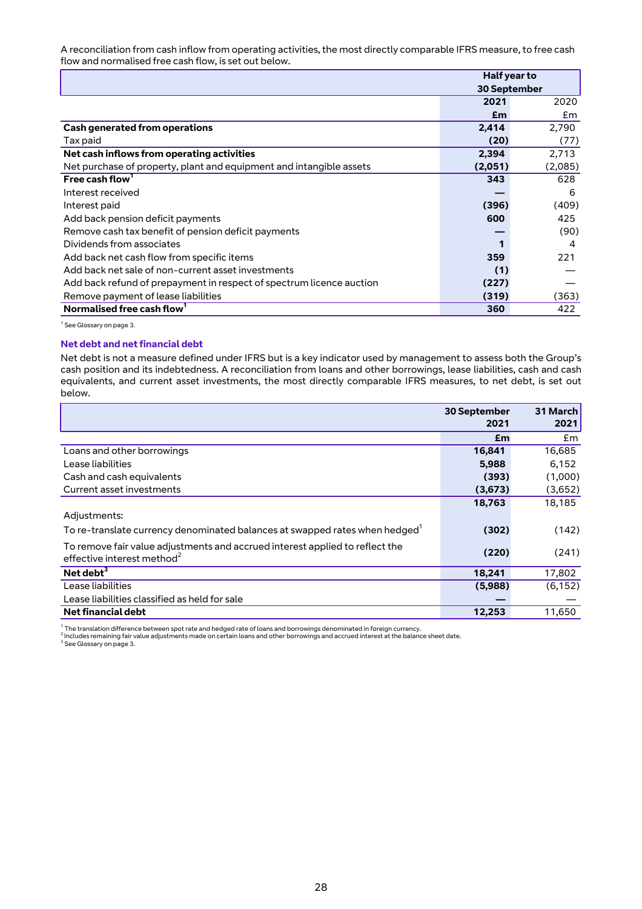A reconciliation from cash inflow from operating activities, the most directly comparable IFRS measure, to free cash flow and normalised free cash flow, is set out below.

| | Half year to 30 September | |
|---|---|---|
| | **2021** | 2020 |
| | **£m** | £m |
| **Cash generated from operations** | **2,414** | 2,790 |
| Tax paid | **(20)** | (77) |
| **Net cash inflows from operating activities** | **2,394** | 2,713 |
| Net purchase of property, plant and equipment and intangible assets | **(2,051)** | (2,085) |
| **Free cash flow**[1] | **343** | 628 |
| Interest received | **—** | 6 |
| Interest paid | **(396)** | (409) |
| Add back pension deficit payments | **600** | 425 |
| Remove cash tax benefit of pension deficit payments | **—** | (90) |
| Dividends from associates | **1** | 4 |
| Add back net cash flow from specific items | **359** | 221 |
| Add back net sale of non-current asset investments | **(1)** | — |
| Add back refund of prepayment in respect of spectrum licence auction | **(227)** | — |
| Remove payment of lease liabilities | **(319)** | (363) |
| **Normalised free cash flow**[1] | **360** | 422 |

[1] See Glossary on page 3.

### Net debt and net financial debt

Net debt is not a measure defined under IFRS but is a key indicator used by management to assess both the Group's cash position and its indebtedness. A reconciliation from loans and other borrowings, lease liabilities, cash and cash equivalents, and current asset investments, the most directly comparable IFRS measures, to net debt, is set out below.

| | 30 September 2021 | 31 March 2021 |
|---|---|---|
| | **£m** | £m |
| Loans and other borrowings | **16,841** | 16,685 |
| Lease liabilities | **5,988** | 6,152 |
| Cash and cash equivalents | **(393)** | (1,000) |
| Current asset investments | **(3,673)** | (3,652) |
| | **18,763** | 18,185 |
| Adjustments: | | |
| To re-translate currency denominated balances at swapped rates when hedged[1] | **(302)** | (142) |
| To remove fair value adjustments and accrued interest applied to reflect the effective interest method[2] | **(220)** | (241) |
| **Net debt**[3] | **18,241** | 17,802 |
| Lease liabilities | **(5,988)** | (6,152) |
| Lease liabilities classified as held for sale | **—** | — |
| **Net financial debt** | **12,253** | 11,650 |

[1] The translation difference between spot rate and hedged rate of loans and borrowings denominated in foreign currency.
[2] Includes remaining fair value adjustments made on certain loans and other borrowings and accrued interest at the balance sheet date.
[3] See Glossary on page 3.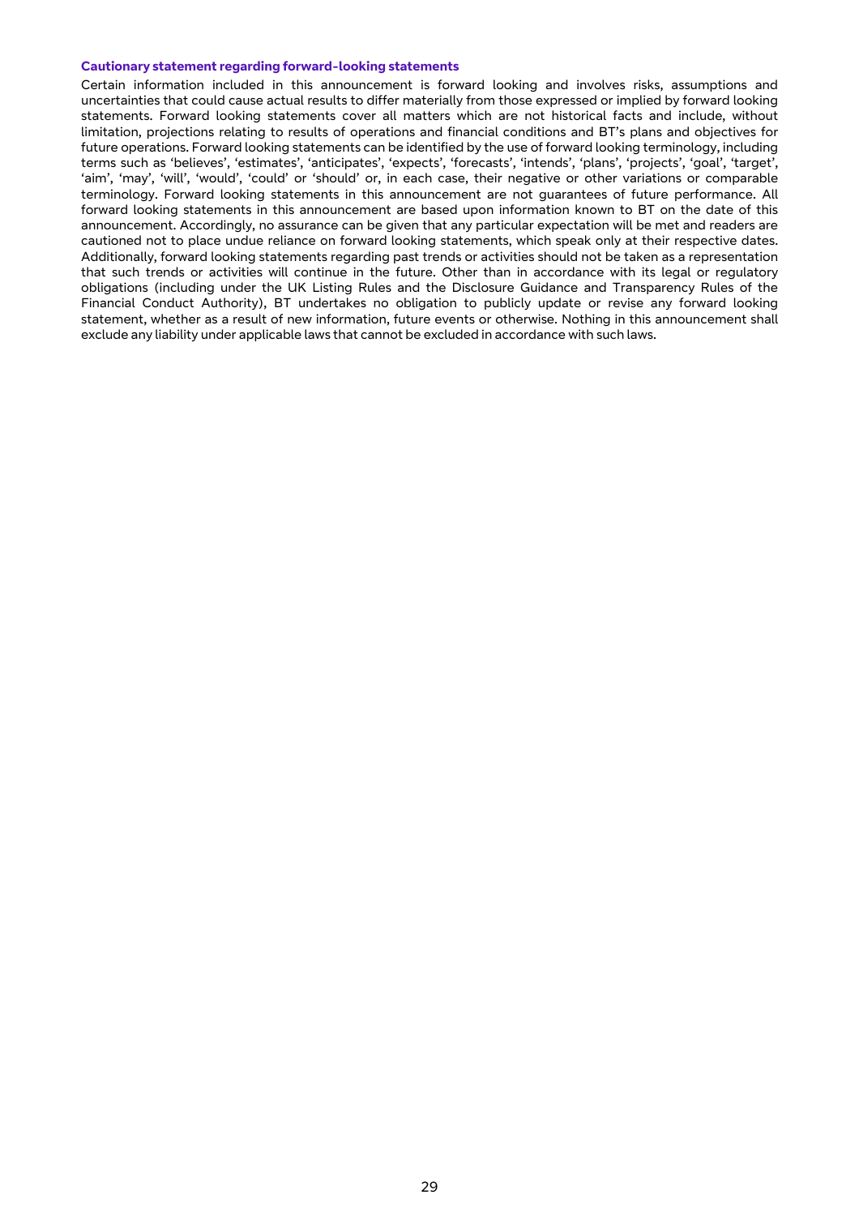**Cautionary statement regarding forward-looking statements**

Certain information included in this announcement is forward looking and involves risks, assumptions and uncertainties that could cause actual results to differ materially from those expressed or implied by forward looking statements. Forward looking statements cover all matters which are not historical facts and include, without limitation, projections relating to results of operations and financial conditions and BT's plans and objectives for future operations. Forward looking statements can be identified by the use of forward looking terminology, including terms such as 'believes', 'estimates', 'anticipates', 'expects', 'forecasts', 'intends', 'plans', 'projects', 'goal', 'target', 'aim', 'may', 'will', 'would', 'could' or 'should' or, in each case, their negative or other variations or comparable terminology. Forward looking statements in this announcement are not guarantees of future performance. All forward looking statements in this announcement are based upon information known to BT on the date of this announcement. Accordingly, no assurance can be given that any particular expectation will be met and readers are cautioned not to place undue reliance on forward looking statements, which speak only at their respective dates. Additionally, forward looking statements regarding past trends or activities should not be taken as a representation that such trends or activities will continue in the future. Other than in accordance with its legal or regulatory obligations (including under the UK Listing Rules and the Disclosure Guidance and Transparency Rules of the Financial Conduct Authority), BT undertakes no obligation to publicly update or revise any forward looking statement, whether as a result of new information, future events or otherwise. Nothing in this announcement shall exclude any liability under applicable laws that cannot be excluded in accordance with such laws.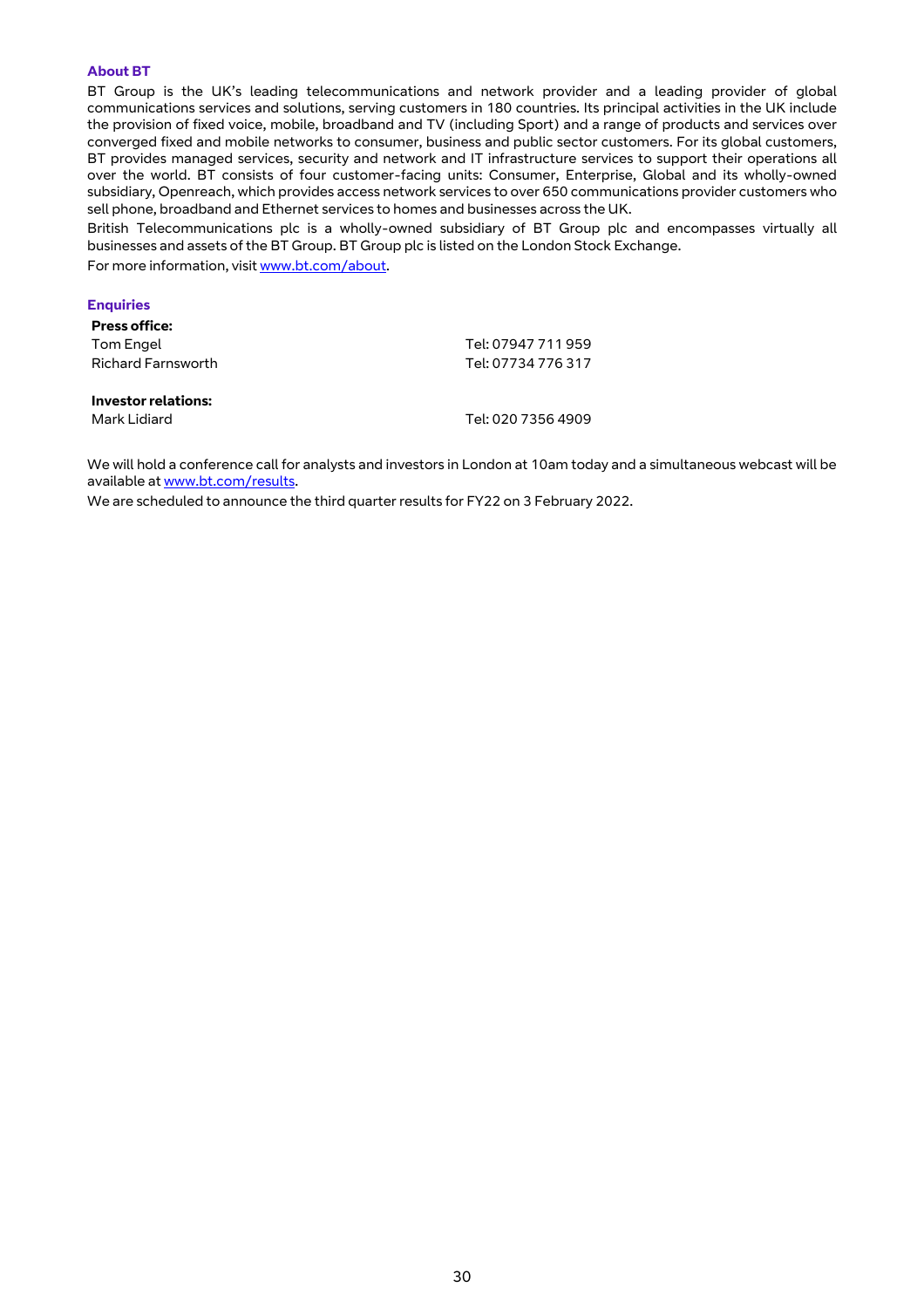## About BT

BT Group is the UK's leading telecommunications and network provider and a leading provider of global communications services and solutions, serving customers in 180 countries. Its principal activities in the UK include the provision of fixed voice, mobile, broadband and TV (including Sport) and a range of products and services over converged fixed and mobile networks to consumer, business and public sector customers. For its global customers, BT provides managed services, security and network and IT infrastructure services to support their operations all over the world. BT consists of four customer-facing units: Consumer, Enterprise, Global and its wholly-owned subsidiary, Openreach, which provides access network services to over 650 communications provider customers who sell phone, broadband and Ethernet services to homes and businesses across the UK.

British Telecommunications plc is a wholly-owned subsidiary of BT Group plc and encompasses virtually all businesses and assets of the BT Group. BT Group plc is listed on the London Stock Exchange.

For more information, visit www.bt.com/about.

## Enquiries

| | |
|---|---|
| **Press office:** | |
| Tom Engel | Tel: 07947 711 959 |
| Richard Farnsworth | Tel: 07734 776 317 |
| | |
| **Investor relations:** | |
| Mark Lidiard | Tel: 020 7356 4909 |

We will hold a conference call for analysts and investors in London at 10am today and a simultaneous webcast will be available at www.bt.com/results.

We are scheduled to announce the third quarter results for FY22 on 3 February 2022.